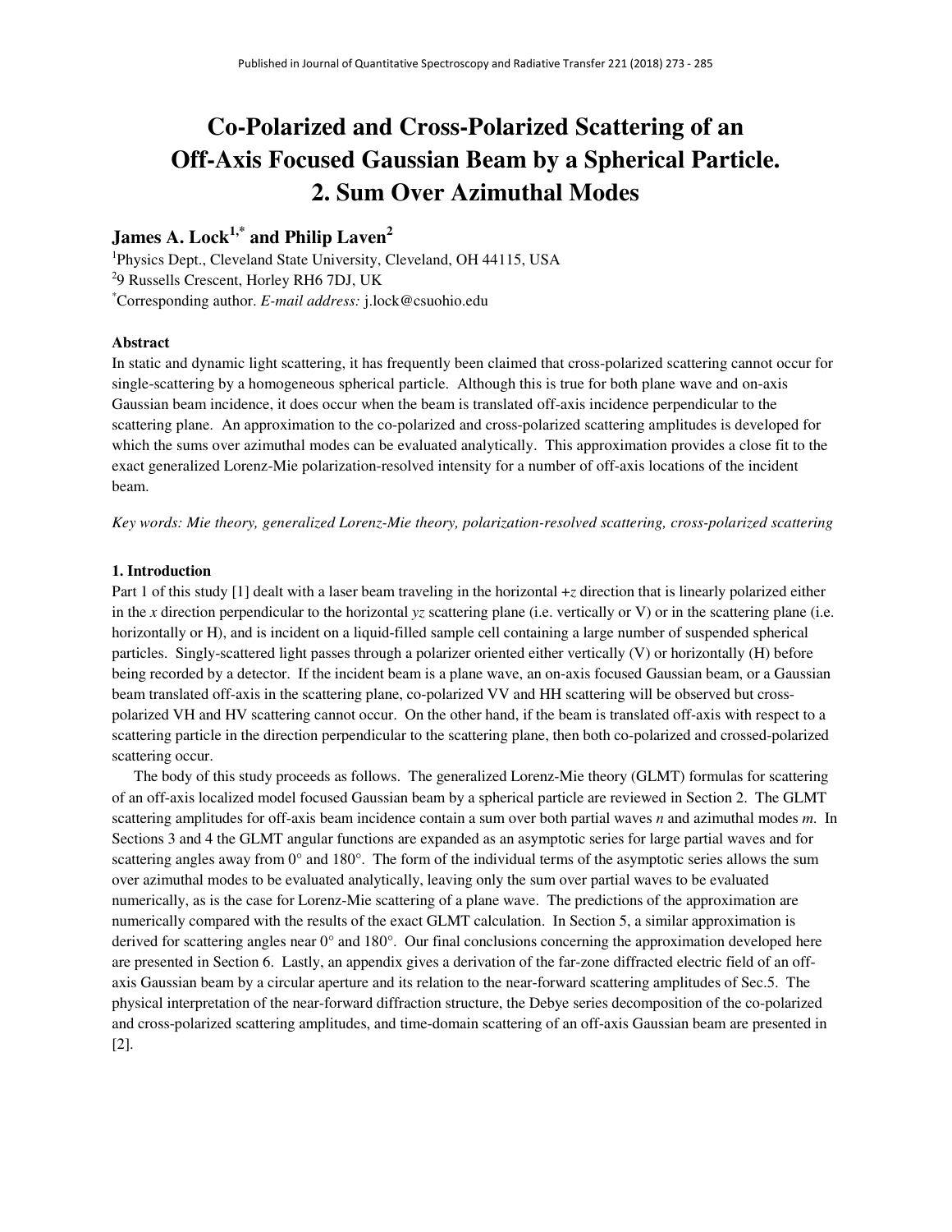# Co-Polarized and Cross-Polarized Scattering of an Off-Axis Focused Gaussian Beam by a Spherical Particle. 2. Sum Over Azimuthal Modes

**James A. Lock[1,*] and Philip Laven[2]**

[1]Physics Dept., Cleveland State University, Cleveland, OH 44115, USA
[2]9 Russells Crescent, Horley RH6 7DJ, UK
[*]Corresponding author. *E-mail address:* j.lock@csuohio.edu

**Abstract**

In static and dynamic light scattering, it has frequently been claimed that cross-polarized scattering cannot occur for single-scattering by a homogeneous spherical particle. Although this is true for both plane wave and on-axis Gaussian beam incidence, it does occur when the beam is translated off-axis incidence perpendicular to the scattering plane. An approximation to the co-polarized and cross-polarized scattering amplitudes is developed for which the sums over azimuthal modes can be evaluated analytically. This approximation provides a close fit to the exact generalized Lorenz-Mie polarization-resolved intensity for a number of off-axis locations of the incident beam.

*Key words: Mie theory, generalized Lorenz-Mie theory, polarization-resolved scattering, cross-polarized scattering*

## 1. Introduction

Part 1 of this study [1] dealt with a laser beam traveling in the horizontal $+z$ direction that is linearly polarized either in the $x$ direction perpendicular to the horizontal $yz$ scattering plane (i.e. vertically or V) or in the scattering plane (i.e. horizontally or H), and is incident on a liquid-filled sample cell containing a large number of suspended spherical particles. Singly-scattered light passes through a polarizer oriented either vertically (V) or horizontally (H) before being recorded by a detector. If the incident beam is a plane wave, an on-axis focused Gaussian beam, or a Gaussian beam translated off-axis in the scattering plane, co-polarized VV and HH scattering will be observed but cross-polarized VH and HV scattering cannot occur. On the other hand, if the beam is translated off-axis with respect to a scattering particle in the direction perpendicular to the scattering plane, then both co-polarized and crossed-polarized scattering occur.

The body of this study proceeds as follows. The generalized Lorenz-Mie theory (GLMT) formulas for scattering of an off-axis localized model focused Gaussian beam by a spherical particle are reviewed in Section 2. The GLMT scattering amplitudes for off-axis beam incidence contain a sum over both partial waves $n$ and azimuthal modes $m$. In Sections 3 and 4 the GLMT angular functions are expanded as an asymptotic series for large partial waves and for scattering angles away from 0° and 180°. The form of the individual terms of the asymptotic series allows the sum over azimuthal modes to be evaluated analytically, leaving only the sum over partial waves to be evaluated numerically, as is the case for Lorenz-Mie scattering of a plane wave. The predictions of the approximation are numerically compared with the results of the exact GLMT calculation. In Section 5, a similar approximation is derived for scattering angles near 0° and 180°. Our final conclusions concerning the approximation developed here are presented in Section 6. Lastly, an appendix gives a derivation of the far-zone diffracted electric field of an off-axis Gaussian beam by a circular aperture and its relation to the near-forward scattering amplitudes of Sec.5. The physical interpretation of the near-forward diffraction structure, the Debye series decomposition of the co-polarized and cross-polarized scattering amplitudes, and time-domain scattering of an off-axis Gaussian beam are presented in [2].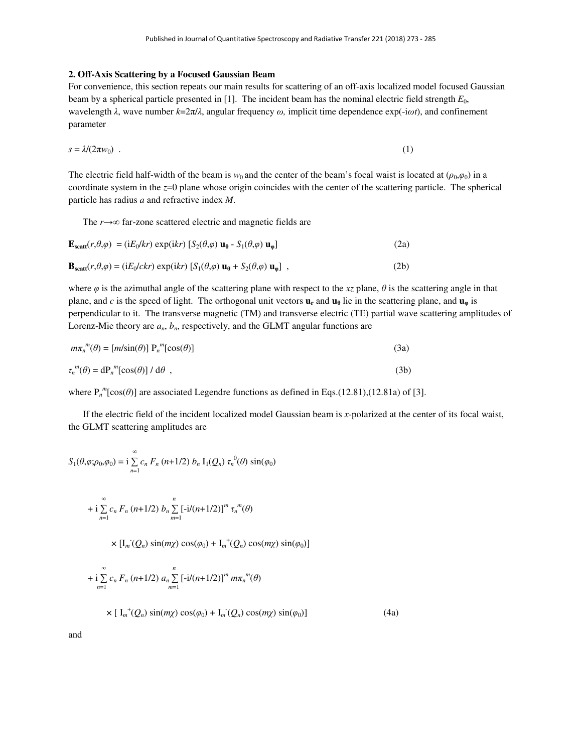## 2. Off-Axis Scattering by a Focused Gaussian Beam

For convenience, this section repeats our main results for scattering of an off-axis localized model focused Gaussian beam by a spherical particle presented in [1]. The incident beam has the nominal electric field strength $E_0$, wavelength $\lambda$, wave number $k=2\pi/\lambda$, angular frequency $\omega$, implicit time dependence $\exp(-i\omega t)$, and confinement parameter

$$s = \lambda/(2\pi w_0) \ . \tag{1}$$

The electric field half-width of the beam is $w_0$ and the center of the beam's focal waist is located at $(\rho_0,\varphi_0)$ in a coordinate system in the $z$=0 plane whose origin coincides with the center of the scattering particle. The spherical particle has radius $a$ and refractive index $M$.

The $r\to\infty$ far-zone scattered electric and magnetic fields are

$$\mathbf{E_{scatt}}(r,\theta,\varphi) = (iE_0/kr)\exp(ikr)\,[S_2(\theta,\varphi)\,\mathbf{u_\theta} - S_1(\theta,\varphi)\,\mathbf{u_\varphi}] \tag{2a}$$

$$\mathbf{B_{scatt}}(r,\theta,\varphi) = (iE_0/ckr)\exp(ikr)\,[S_1(\theta,\varphi)\,\mathbf{u_\theta} + S_2(\theta,\varphi)\,\mathbf{u_\varphi}] \ , \tag{2b}$$

where $\varphi$ is the azimuthal angle of the scattering plane with respect to the $xz$ plane, $\theta$ is the scattering angle in that plane, and $c$ is the speed of light. The orthogonal unit vectors $\mathbf{u_r}$ and $\mathbf{u_\theta}$ lie in the scattering plane, and $\mathbf{u_\varphi}$ is perpendicular to it. The transverse magnetic (TM) and transverse electric (TE) partial wave scattering amplitudes of Lorenz-Mie theory are $a_n$, $b_n$, respectively, and the GLMT angular functions are

$$m\pi_n^{\,m}(\theta) = [m/\sin(\theta)]\ \mathrm{P}_n^{\,m}[\cos(\theta)] \tag{3a}$$

$$\tau_n^{\,m}(\theta) = d\mathrm{P}_n^{\,m}[\cos(\theta)]\,/\,d\theta \ , \tag{3b}$$

where $\mathrm{P}_n^{\,m}[\cos(\theta)]$ are associated Legendre functions as defined in Eqs.(12.81),(12.81a) of [3].

If the electric field of the incident localized model Gaussian beam is $x$-polarized at the center of its focal waist, the GLMT scattering amplitudes are

$$
\begin{aligned}
S_1(\theta,\varphi;\rho_0,\varphi_0) = {} & i\sum_{n=1}^{\infty} c_n\,F_n\,(n+1/2)\,b_n\,\mathrm{I}_1(Q_n)\,\tau_n^{\,0}(\theta)\,\sin(\varphi_0) \\
& + i\sum_{n=1}^{\infty} c_n\,F_n\,(n+1/2)\,b_n \sum_{m=1}^{n} [-i/(n+1/2)]^m\,\tau_n^{\,m}(\theta) \\
& \qquad \times [\mathrm{I}_m^{\,-}(Q_n)\sin(m\chi)\cos(\varphi_0) + \mathrm{I}_m^{\,+}(Q_n)\cos(m\chi)\sin(\varphi_0)] \\
& + i\sum_{n=1}^{\infty} c_n\,F_n\,(n+1/2)\,a_n \sum_{m=1}^{n} [-i/(n+1/2)]^m\,m\pi_n^{\,m}(\theta) \\
& \qquad \times [\,\mathrm{I}_m^{\,+}(Q_n)\sin(m\chi)\cos(\varphi_0) + \mathrm{I}_m^{\,-}(Q_n)\cos(m\chi)\sin(\varphi_0)]
\end{aligned}
\tag{4a}
$$

and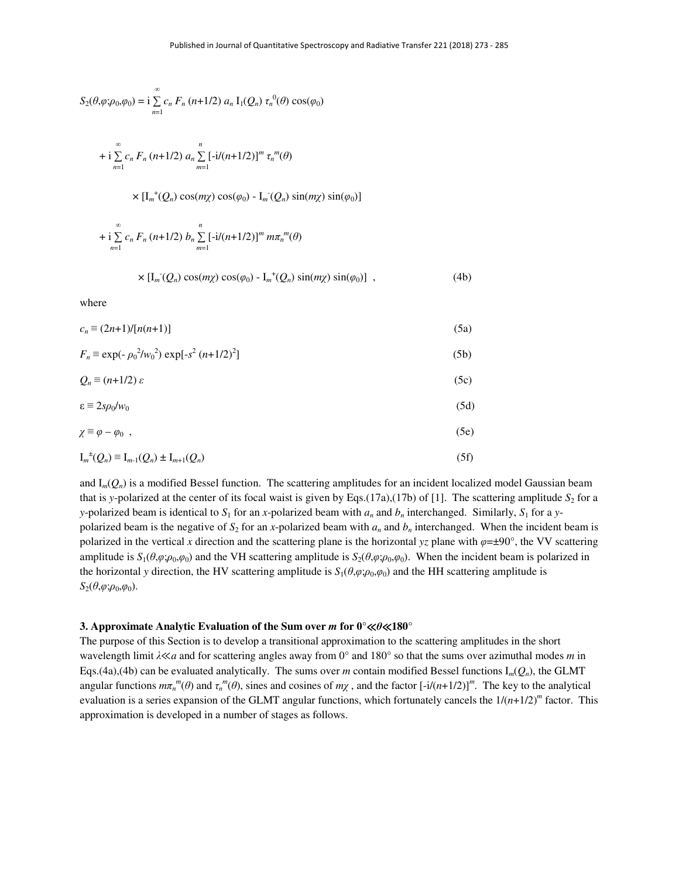$$S_2(\theta,\varphi;\rho_0,\varphi_0) = \mathrm{i} \sum_{n=1}^{\infty} c_n\, F_n\, (n+1/2)\, a_n\, \mathrm{I}_1(Q_n)\, \tau_n^{\,0}(\theta) \cos(\varphi_0)$$

$$+\, \mathrm{i} \sum_{n=1}^{\infty} c_n\, F_n\, (n+1/2)\, a_n \sum_{m=1}^{n} [-\mathrm{i}/(n+1/2)]^m\, \tau_n^{\,m}(\theta)$$

$$\times\, [\mathrm{I}_m^{\,+}(Q_n) \cos(m\chi) \cos(\varphi_0) - \mathrm{I}_m^{\,-}(Q_n) \sin(m\chi) \sin(\varphi_0)]$$

$$+\, \mathrm{i} \sum_{n=1}^{\infty} c_n\, F_n\, (n+1/2)\, b_n \sum_{m=1}^{n} [-\mathrm{i}/(n+1/2)]^m\, m\pi_n^{\,m}(\theta)$$

$$\times\, [\mathrm{I}_m^{\,-}(Q_n) \cos(m\chi) \cos(\varphi_0) - \mathrm{I}_m^{\,+}(Q_n) \sin(m\chi) \sin(\varphi_0)] \quad , \qquad (4b)$$

where

$$c_n \equiv (2n+1)/[n(n+1)] \qquad (5a)$$

$$F_n \equiv \exp(-\,\rho_0^{\,2}/w_0^{\,2}) \exp[-s^2\,(n+1/2)^2] \qquad (5b)$$

$$Q_n \equiv (n+1/2)\,\varepsilon \qquad (5c)$$

$$\varepsilon \equiv 2s\rho_0/w_0 \qquad (5d)$$

$$\chi \equiv \varphi - \varphi_0 \quad , \qquad (5e)$$

$$\mathrm{I}_m^{\,\pm}(Q_n) \equiv \mathrm{I}_{m-1}(Q_n) \pm \mathrm{I}_{m+1}(Q_n) \qquad (5f)$$

and $\mathrm{I}_m(Q_n)$ is a modified Bessel function. The scattering amplitudes for an incident localized model Gaussian beam that is $y$-polarized at the center of its focal waist is given by Eqs.(17a),(17b) of [1]. The scattering amplitude $S_2$ for a $y$-polarized beam is identical to $S_1$ for an $x$-polarized beam with $a_n$ and $b_n$ interchanged. Similarly, $S_1$ for a $y$-polarized beam is the negative of $S_2$ for an $x$-polarized beam with $a_n$ and $b_n$ interchanged. When the incident beam is polarized in the vertical $x$ direction and the scattering plane is the horizontal $yz$ plane with $\varphi=\pm 90°$, the VV scattering amplitude is $S_1(\theta,\varphi;\rho_0,\varphi_0)$ and the VH scattering amplitude is $S_2(\theta,\varphi;\rho_0,\varphi_0)$. When the incident beam is polarized in the horizontal $y$ direction, the HV scattering amplitude is $S_1(\theta,\varphi;\rho_0,\varphi_0)$ and the HH scattering amplitude is $S_2(\theta,\varphi;\rho_0,\varphi_0)$.

### 3. Approximate Analytic Evaluation of the Sum over $m$ for $0° \ll \theta \ll 180°$

The purpose of this Section is to develop a transitional approximation to the scattering amplitudes in the short wavelength limit $\lambda \ll a$ and for scattering angles away from 0° and 180° so that the sums over azimuthal modes $m$ in Eqs.(4a),(4b) can be evaluated analytically. The sums over $m$ contain modified Bessel functions $\mathrm{I}_m(Q_n)$, the GLMT angular functions $m\pi_n^{\,m}(\theta)$ and $\tau_n^{\,m}(\theta)$, sines and cosines of $m\chi$ , and the factor $[-\mathrm{i}/(n+1/2)]^m$. The key to the analytical evaluation is a series expansion of the GLMT angular functions, which fortunately cancels the $1/(n+1/2)^m$ factor. This approximation is developed in a number of stages as follows.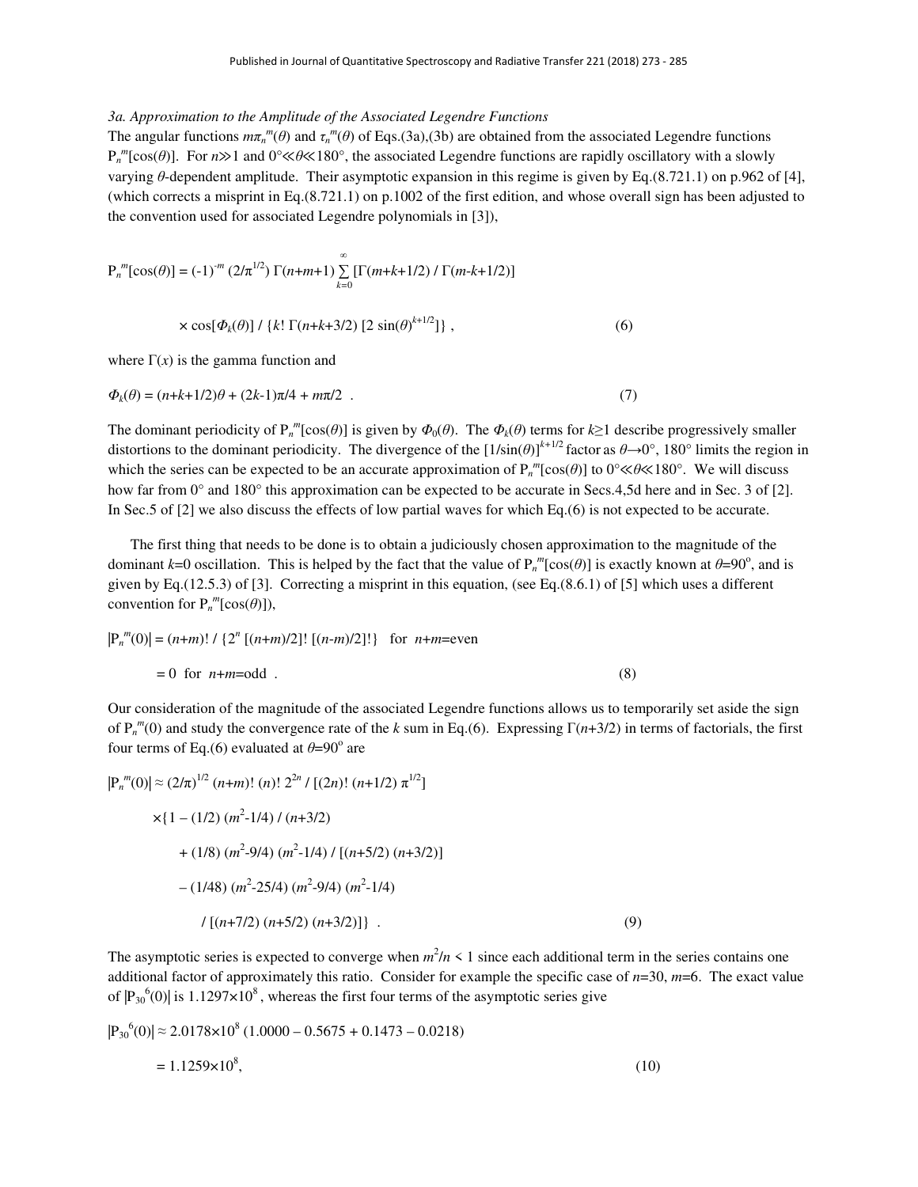*3a. Approximation to the Amplitude of the Associated Legendre Functions*

The angular functions $m\pi_n^m(\theta)$ and $\tau_n^m(\theta)$ of Eqs.(3a),(3b) are obtained from the associated Legendre functions $P_n^m[\cos(\theta)]$. For $n \gg 1$ and $0° \ll \theta \ll 180°$, the associated Legendre functions are rapidly oscillatory with a slowly varying $\theta$-dependent amplitude. Their asymptotic expansion in this regime is given by Eq.(8.721.1) on p.962 of [4], (which corrects a misprint in Eq.(8.721.1) on p.1002 of the first edition, and whose overall sign has been adjusted to the convention used for associated Legendre polynomials in [3]),

$$P_n^m[\cos(\theta)] = (-1)^{-m} (2/\pi^{1/2})\, \Gamma(n+m+1) \sum_{k=0}^{\infty} [\Gamma(m+k+1/2) / \Gamma(m-k+1/2)]$$

$$\times \cos[\Phi_k(\theta)] / \{k!\, \Gamma(n+k+3/2)\, [2 \sin(\theta)^{k+1/2}]\} , \tag{6}$$

where $\Gamma(x)$ is the gamma function and

$$\Phi_k(\theta) = (n+k+1/2)\theta + (2k-1)\pi/4 + m\pi/2 \ . \tag{7}$$

The dominant periodicity of $P_n^m[\cos(\theta)]$ is given by $\Phi_0(\theta)$. The $\Phi_k(\theta)$ terms for $k \geq 1$ describe progressively smaller distortions to the dominant periodicity. The divergence of the $[1/\sin(\theta)]^{k+1/2}$ factor as $\theta \rightarrow 0°$, $180°$ limits the region in which the series can be expected to be an accurate approximation of $P_n^m[\cos(\theta)]$ to $0° \ll \theta \ll 180°$. We will discuss how far from 0° and 180° this approximation can be expected to be accurate in Secs.4,5d here and in Sec. 3 of [2]. In Sec.5 of [2] we also discuss the effects of low partial waves for which Eq.(6) is not expected to be accurate.

The first thing that needs to be done is to obtain a judiciously chosen approximation to the magnitude of the dominant $k$=0 oscillation. This is helped by the fact that the value of $P_n^m[\cos(\theta)]$ is exactly known at $\theta$=90°, and is given by Eq.(12.5.3) of [3]. Correcting a misprint in this equation, (see Eq.(8.6.1) of [5] which uses a different convention for $P_n^m[\cos(\theta)]$),

$$|P_n^m(0)| = (n+m)! / \{2^n\, [(n+m)/2]!\, [(n-m)/2]!\} \quad \text{for } n+m = \text{even}$$

$$= 0 \quad \text{for } n+m = \text{odd} \ . \tag{8}$$

Our consideration of the magnitude of the associated Legendre functions allows us to temporarily set aside the sign of $P_n^m(0)$ and study the convergence rate of the $k$ sum in Eq.(6). Expressing $\Gamma(n+3/2)$ in terms of factorials, the first four terms of Eq.(6) evaluated at $\theta$=90° are

$$|P_n^m(0)| \approx (2/\pi)^{1/2} (n+m)!\, (n)!\, 2^{2n} / [(2n)!\, (n+1/2)\, \pi^{1/2}]$$

$$\times \{1 - (1/2)(m^2-1/4)/(n+3/2)$$

$$+ (1/8)(m^2-9/4)(m^2-1/4) / [(n+5/2)(n+3/2)]$$

$$- (1/48)(m^2-25/4)(m^2-9/4)(m^2-1/4)$$

$$/ [(n+7/2)(n+5/2)(n+3/2)]\} \ . \tag{9}$$

The asymptotic series is expected to converge when $m^2/n < 1$ since each additional term in the series contains one additional factor of approximately this ratio. Consider for example the specific case of $n$=30, $m$=6. The exact value of $|P_{30}^6(0)|$ is $1.1297 \times 10^8$, whereas the first four terms of the asymptotic series give

$$|P_{30}^6(0)| \approx 2.0178 \times 10^8\, (1.0000 - 0.5675 + 0.1473 - 0.0218)$$

$$= 1.1259 \times 10^8, \tag{10}$$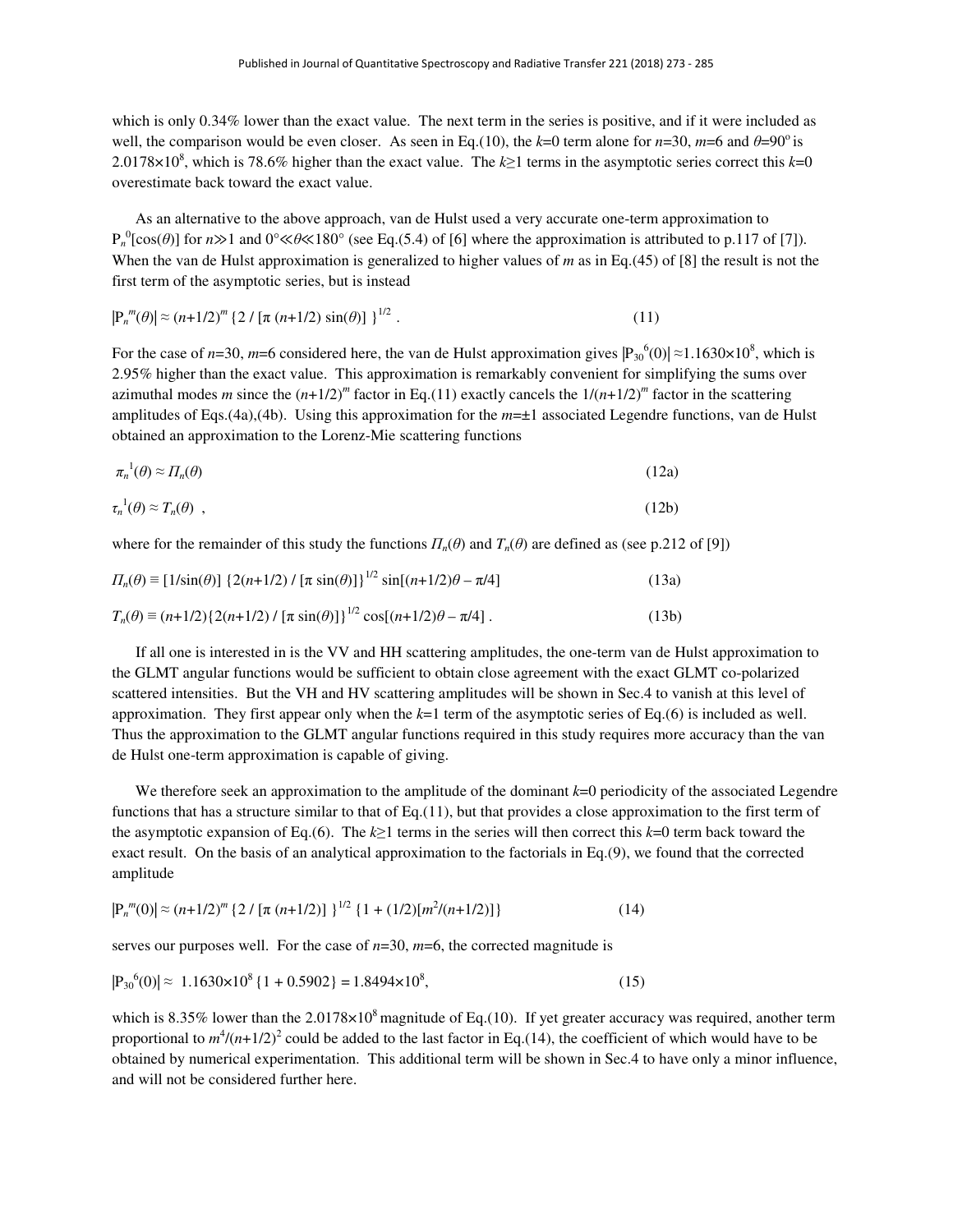which is only 0.34% lower than the exact value. The next term in the series is positive, and if it were included as well, the comparison would be even closer. As seen in Eq.(10), the $k$=0 term alone for $n$=30, $m$=6 and $\theta$=90° is $2.0178\times10^8$, which is 78.6% higher than the exact value. The $k\geq1$ terms in the asymptotic series correct this $k$=0 overestimate back toward the exact value.

As an alternative to the above approach, van de Hulst used a very accurate one-term approximation to $P_n^0[\cos(\theta)]$ for $n \gg 1$ and $0° \ll \theta \ll 180°$ (see Eq.(5.4) of [6] where the approximation is attributed to p.117 of [7]). When the van de Hulst approximation is generalized to higher values of $m$ as in Eq.(45) of [8] the result is not the first term of the asymptotic series, but is instead

$$|P_n^m(\theta)| \approx (n+1/2)^m \{2 / [\pi (n+1/2) \sin(\theta)]\}^{1/2} . \tag{11}$$

For the case of $n$=30, $m$=6 considered here, the van de Hulst approximation gives $|P_{30}^6(0)| \approx 1.1630\times10^8$, which is 2.95% higher than the exact value. This approximation is remarkably convenient for simplifying the sums over azimuthal modes $m$ since the $(n+1/2)^m$ factor in Eq.(11) exactly cancels the $1/(n+1/2)^m$ factor in the scattering amplitudes of Eqs.(4a),(4b). Using this approximation for the $m$=±1 associated Legendre functions, van de Hulst obtained an approximation to the Lorenz-Mie scattering functions

$$\pi_n^1(\theta) \approx \Pi_n(\theta) \tag{12a}$$

$$\tau_n^1(\theta) \approx T_n(\theta) \ , \tag{12b}$$

where for the remainder of this study the functions $\Pi_n(\theta)$ and $T_n(\theta)$ are defined as (see p.212 of [9])

$$\Pi_n(\theta) \equiv [1/\sin(\theta)] \{2(n+1/2) / [\pi \sin(\theta)]\}^{1/2} \sin[(n+1/2)\theta - \pi/4] \tag{13a}$$

$$T_n(\theta) \equiv (n+1/2)\{2(n+1/2) / [\pi \sin(\theta)]\}^{1/2} \cos[(n+1/2)\theta - \pi/4] . \tag{13b}$$

If all one is interested in is the VV and HH scattering amplitudes, the one-term van de Hulst approximation to the GLMT angular functions would be sufficient to obtain close agreement with the exact GLMT co-polarized scattered intensities. But the VH and HV scattering amplitudes will be shown in Sec.4 to vanish at this level of approximation. They first appear only when the $k$=1 term of the asymptotic series of Eq.(6) is included as well. Thus the approximation to the GLMT angular functions required in this study requires more accuracy than the van de Hulst one-term approximation is capable of giving.

We therefore seek an approximation to the amplitude of the dominant $k$=0 periodicity of the associated Legendre functions that has a structure similar to that of Eq.(11), but that provides a close approximation to the first term of the asymptotic expansion of Eq.(6). The $k\geq1$ terms in the series will then correct this $k$=0 term back toward the exact result. On the basis of an analytical approximation to the factorials in Eq.(9), we found that the corrected amplitude

$$|P_n^m(0)| \approx (n+1/2)^m \{2 / [\pi (n+1/2)]\}^{1/2} \{1 + (1/2)[m^2/(n+1/2)]\} \tag{14}$$

serves our purposes well. For the case of $n$=30, $m$=6, the corrected magnitude is

$$|P_{30}^6(0)| \approx 1.1630\times10^8 \{1 + 0.5902\} = 1.8494\times10^8, \tag{15}$$

which is 8.35% lower than the $2.0178\times10^8$ magnitude of Eq.(10). If yet greater accuracy was required, another term proportional to $m^4/(n+1/2)^2$ could be added to the last factor in Eq.(14), the coefficient of which would have to be obtained by numerical experimentation. This additional term will be shown in Sec.4 to have only a minor influence, and will not be considered further here.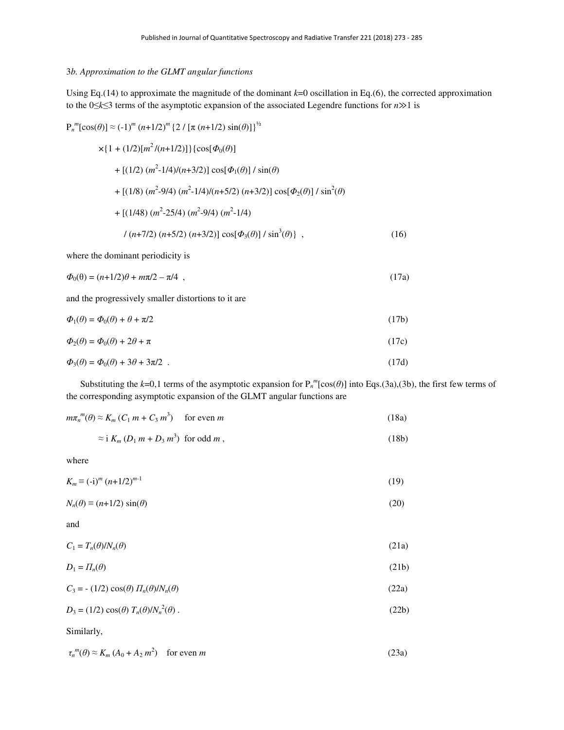### 3*b. Approximation to the GLMT angular functions*

Using Eq.(14) to approximate the magnitude of the dominant $k$=0 oscillation in Eq.(6), the corrected approximation to the $0 \leq k \leq 3$ terms of the asymptotic expansion of the associated Legendre functions for $n \gg 1$ is

$$
\begin{aligned}
\mathrm{P}_n^m[\cos(\theta)] \approx\ & (-1)^m (n+1/2)^m \{2 / [\pi (n+1/2) \sin(\theta)]\}^{1/2} \\
& \times\{1 + (1/2)[m^2/(n+1/2)]\}\{\cos[\Phi_0(\theta)] \\
& \quad + [(1/2) (m^2-1/4)/(n+3/2)] \cos[\Phi_1(\theta)] / \sin(\theta) \\
& \quad + [(1/8) (m^2-9/4) (m^2-1/4)/(n+5/2) (n+3/2)] \cos[\Phi_2(\theta)] / \sin^2(\theta) \\
& \quad + [(1/48) (m^2-25/4) (m^2-9/4) (m^2-1/4) \\
& \qquad / (n+7/2) (n+5/2) (n+3/2)] \cos[\Phi_3(\theta)] / \sin^3(\theta)\} \ , 
\end{aligned}
\tag{16}
$$

where the dominant periodicity is

$$\Phi_0(\theta) = (n+1/2)\theta + m\pi/2 - \pi/4 \ , \tag{17a}$$

and the progressively smaller distortions to it are

$$\Phi_1(\theta) = \Phi_0(\theta) + \theta + \pi/2 \tag{17b}$$

$$\Phi_2(\theta) = \Phi_0(\theta) + 2\theta + \pi \tag{17c}$$

$$\Phi_3(\theta) = \Phi_0(\theta) + 3\theta + 3\pi/2 \ . \tag{17d}$$

Substituting the $k$=0,1 terms of the asymptotic expansion for $\mathrm{P}_n^m[\cos(\theta)]$ into Eqs.(3a),(3b), the first few terms of the corresponding asymptotic expansion of the GLMT angular functions are

$$m\pi_n^m(\theta) \approx K_m (C_1 m + C_3 m^3) \quad \text{for even } m \tag{18a}$$

$$\approx \mathrm{i}\, K_m (D_1 m + D_3 m^3) \quad \text{for odd } m \ , \tag{18b}$$

where

$$K_m \equiv (-\mathrm{i})^m (n+1/2)^{m-1} \tag{19}$$

$$N_n(\theta) \equiv (n+1/2) \sin(\theta) \tag{20}$$

and

$$C_1 = T_n(\theta)/N_n(\theta) \tag{21a}$$

$$D_1 = \Pi_n(\theta) \tag{21b}$$

$$C_3 = -(1/2) \cos(\theta)\, \Pi_n(\theta)/N_n(\theta) \tag{22a}$$

$$D_3 = (1/2) \cos(\theta)\, T_n(\theta)/N_n^2(\theta) \ . \tag{22b}$$

Similarly,

$$\tau_n^m(\theta) \approx K_m (A_0 + A_2 m^2) \quad \text{for even } m \tag{23a}$$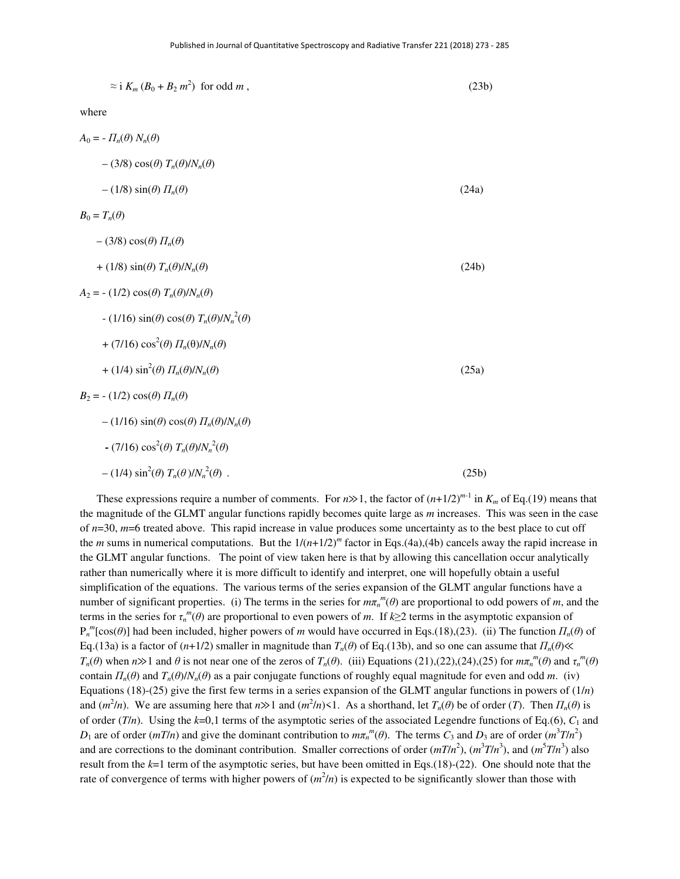$$\approx \mathrm{i}\, K_m\, (B_0 + B_2\, m^2) \;\; \text{for odd } m\,, \tag{23b}$$

where

$$
\begin{aligned}
A_0 = &- \Pi_n(\theta)\, N_n(\theta) \\
&- (3/8) \cos(\theta)\, T_n(\theta)/N_n(\theta) \\
&- (1/8) \sin(\theta)\, \Pi_n(\theta)
\end{aligned} \tag{24a}
$$

$$
\begin{aligned}
B_0 = &\; T_n(\theta) \\
&- (3/8) \cos(\theta)\, \Pi_n(\theta) \\
&+ (1/8) \sin(\theta)\, T_n(\theta)/N_n(\theta)
\end{aligned} \tag{24b}
$$

$$
\begin{aligned}
A_2 = &- (1/2) \cos(\theta)\, T_n(\theta)/N_n(\theta) \\
&- (1/16) \sin(\theta) \cos(\theta)\, T_n(\theta)/N_n^2(\theta) \\
&+ (7/16) \cos^2(\theta)\, \Pi_n(\theta)/N_n(\theta) \\
&+ (1/4) \sin^2(\theta)\, \Pi_n(\theta)/N_n(\theta)
\end{aligned} \tag{25a}
$$

$$
\begin{aligned}
B_2 = &- (1/2) \cos(\theta)\, \Pi_n(\theta) \\
&- (1/16) \sin(\theta) \cos(\theta)\, \Pi_n(\theta)/N_n(\theta) \\
&- (7/16) \cos^2(\theta)\, T_n(\theta)/N_n^2(\theta) \\
&- (1/4) \sin^2(\theta)\, T_n(\theta)/N_n^2(\theta)\;.
\end{aligned} \tag{25b}
$$

These expressions require a number of comments. For $n \gg 1$, the factor of $(n+1/2)^{m-1}$ in $K_m$ of Eq.(19) means that the magnitude of the GLMT angular functions rapidly becomes quite large as $m$ increases. This was seen in the case of $n$=30, $m$=6 treated above. This rapid increase in value produces some uncertainty as to the best place to cut off the $m$ sums in numerical computations. But the $1/(n+1/2)^m$ factor in Eqs.(4a),(4b) cancels away the rapid increase in the GLMT angular functions. The point of view taken here is that by allowing this cancellation occur analytically rather than numerically where it is more difficult to identify and interpret, one will hopefully obtain a useful simplification of the equations. The various terms of the series expansion of the GLMT angular functions have a number of significant properties. (i) The terms in the series for $m\pi_n^m(\theta)$ are proportional to odd powers of $m$, and the terms in the series for $\tau_n^m(\theta)$ are proportional to even powers of $m$. If $k \geq 2$ terms in the asymptotic expansion of $P_n^m[\cos(\theta)]$ had been included, higher powers of $m$ would have occurred in Eqs.(18),(23). (ii) The function $\Pi_n(\theta)$ of Eq.(13a) is a factor of $(n+1/2)$ smaller in magnitude than $T_n(\theta)$ of Eq.(13b), and so one can assume that $\Pi_n(\theta) \ll T_n(\theta)$ when $n \gg 1$ and $\theta$ is not near one of the zeros of $T_n(\theta)$. (iii) Equations (21),(22),(24),(25) for $m\pi_n^m(\theta)$ and $\tau_n^m(\theta)$ contain $\Pi_n(\theta)$ and $T_n(\theta)/N_n(\theta)$ as a pair conjugate functions of roughly equal magnitude for even and odd $m$. (iv) Equations (18)-(25) give the first few terms in a series expansion of the GLMT angular functions in powers of $(1/n)$ and $(m^2/n)$. We are assuming here that $n \gg 1$ and $(m^2/n) < 1$. As a shorthand, let $T_n(\theta)$ be of order $(T)$. Then $\Pi_n(\theta)$ is of order $(T/n)$. Using the $k$=0,1 terms of the asymptotic series of the associated Legendre functions of Eq.(6), $C_1$ and $D_1$ are of order $(mT/n)$ and give the dominant contribution to $m\pi_n^m(\theta)$. The terms $C_3$ and $D_3$ are of order $(m^3T/n^2)$ and are corrections to the dominant contribution. Smaller corrections of order $(mT/n^2)$, $(m^3T/n^3)$, and $(m^5T/n^3)$ also result from the $k$=1 term of the asymptotic series, but have been omitted in Eqs.(18)-(22). One should note that the rate of convergence of terms with higher powers of $(m^2/n)$ is expected to be significantly slower than those with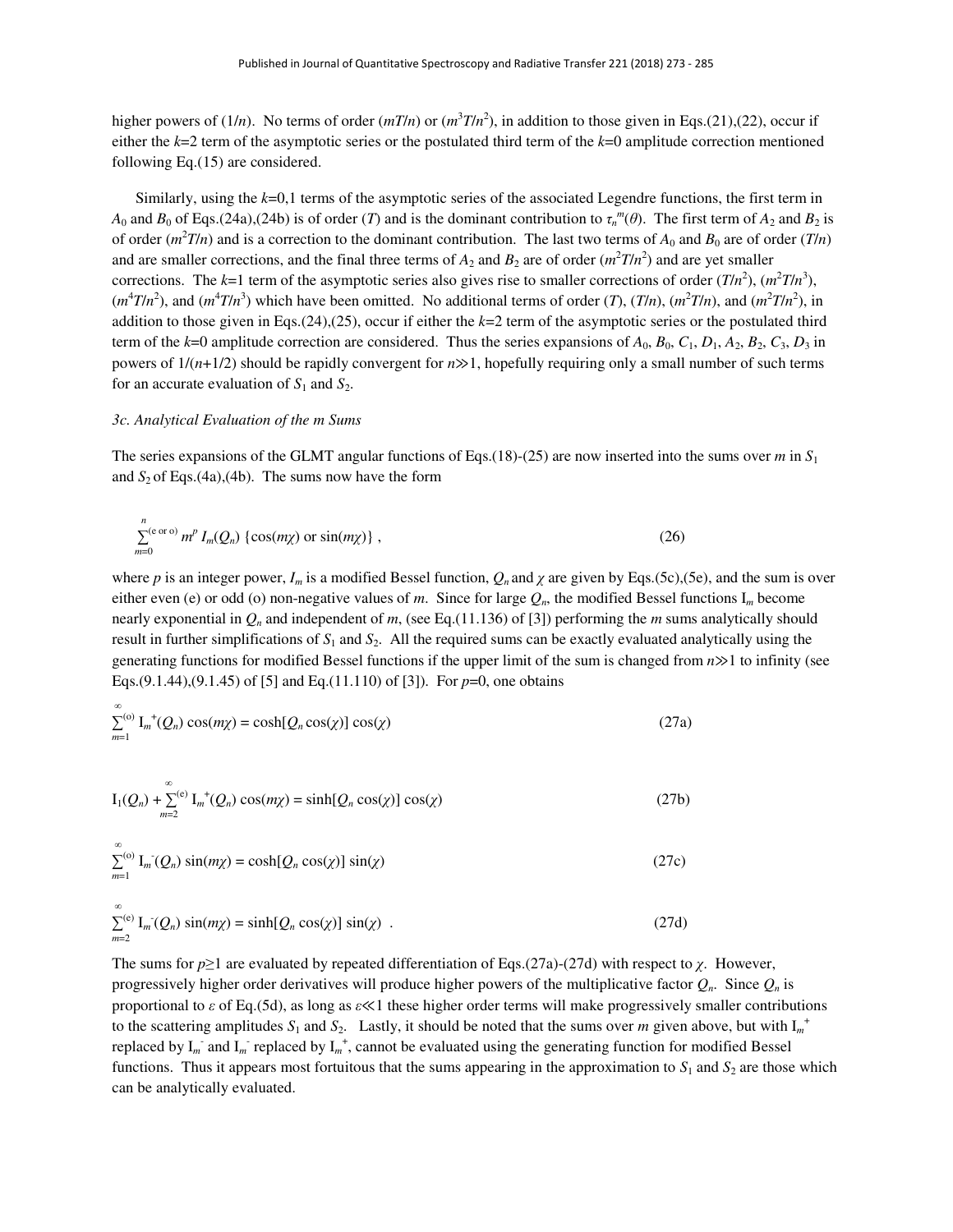higher powers of $(1/n)$. No terms of order $(mT/n)$ or $(m^3T/n^2)$, in addition to those given in Eqs.(21),(22), occur if either the $k$=2 term of the asymptotic series or the postulated third term of the $k$=0 amplitude correction mentioned following Eq.(15) are considered.

Similarly, using the $k$=0,1 terms of the asymptotic series of the associated Legendre functions, the first term in $A_0$ and $B_0$ of Eqs.(24a),(24b) is of order $(T)$ and is the dominant contribution to $\tau_n^m(\theta)$. The first term of $A_2$ and $B_2$ is of order $(m^2T/n)$ and is a correction to the dominant contribution. The last two terms of $A_0$ and $B_0$ are of order $(T/n)$ and are smaller corrections, and the final three terms of $A_2$ and $B_2$ are of order $(m^2T/n^2)$ and are yet smaller corrections. The $k$=1 term of the asymptotic series also gives rise to smaller corrections of order $(T/n^2)$, $(m^2T/n^3)$, $(m^4T/n^2)$, and $(m^4T/n^3)$ which have been omitted. No additional terms of order $(T)$, $(T/n)$, $(m^2T/n)$, and $(m^2T/n^2)$, in addition to those given in Eqs.(24),(25), occur if either the $k$=2 term of the asymptotic series or the postulated third term of the $k$=0 amplitude correction are considered. Thus the series expansions of $A_0$, $B_0$, $C_1$, $D_1$, $A_2$, $B_2$, $C_3$, $D_3$ in powers of $1/(n+1/2)$ should be rapidly convergent for $n \gg 1$, hopefully requiring only a small number of such terms for an accurate evaluation of $S_1$ and $S_2$.

*3c. Analytical Evaluation of the m Sums*

The series expansions of the GLMT angular functions of Eqs.(18)-(25) are now inserted into the sums over $m$ in $S_1$ and $S_2$ of Eqs.(4a),(4b). The sums now have the form

$$\sum_{m=0}^{n}{}^{(\text{e or o})}\, m^p\, I_m(Q_n)\, \{\cos(m\chi) \text{ or } \sin(m\chi)\}\ , \tag{26}$$

where $p$ is an integer power, $I_m$ is a modified Bessel function, $Q_n$ and $\chi$ are given by Eqs.(5c),(5e), and the sum is over either even (e) or odd (o) non-negative values of $m$. Since for large $Q_n$, the modified Bessel functions $I_m$ become nearly exponential in $Q_n$ and independent of $m$, (see Eq.(11.136) of [3]) performing the $m$ sums analytically should result in further simplifications of $S_1$ and $S_2$. All the required sums can be exactly evaluated analytically using the generating functions for modified Bessel functions if the upper limit of the sum is changed from $n \gg 1$ to infinity (see Eqs.(9.1.44),(9.1.45) of [5] and Eq.(11.110) of [3]). For $p$=0, one obtains

$$\sum_{m=1}^{\infty}{}^{(\text{o})}\, I_m^{+}(Q_n)\cos(m\chi) = \cosh[Q_n\cos(\chi)]\cos(\chi) \tag{27a}$$

$$I_1(Q_n) + \sum_{m=2}^{\infty}{}^{(\text{e})}\, I_m^{+}(Q_n)\cos(m\chi) = \sinh[Q_n\cos(\chi)]\cos(\chi) \tag{27b}$$

$$\sum_{m=1}^{\infty}{}^{(\text{o})}\, I_m^{-}(Q_n)\sin(m\chi) = \cosh[Q_n\cos(\chi)]\sin(\chi) \tag{27c}$$

$$\sum_{m=2}^{\infty}{}^{(\text{e})}\, I_m^{-}(Q_n)\sin(m\chi) = \sinh[Q_n\cos(\chi)]\sin(\chi)\ . \tag{27d}$$

The sums for $p \geq 1$ are evaluated by repeated differentiation of Eqs.(27a)-(27d) with respect to $\chi$. However, progressively higher order derivatives will produce higher powers of the multiplicative factor $Q_n$. Since $Q_n$ is proportional to $\varepsilon$ of Eq.(5d), as long as $\varepsilon \ll 1$ these higher order terms will make progressively smaller contributions to the scattering amplitudes $S_1$ and $S_2$. Lastly, it should be noted that the sums over $m$ given above, but with $I_m^{+}$ replaced by $I_m^{-}$ and $I_m^{-}$ replaced by $I_m^{+}$, cannot be evaluated using the generating function for modified Bessel functions. Thus it appears most fortuitous that the sums appearing in the approximation to $S_1$ and $S_2$ are those which can be analytically evaluated.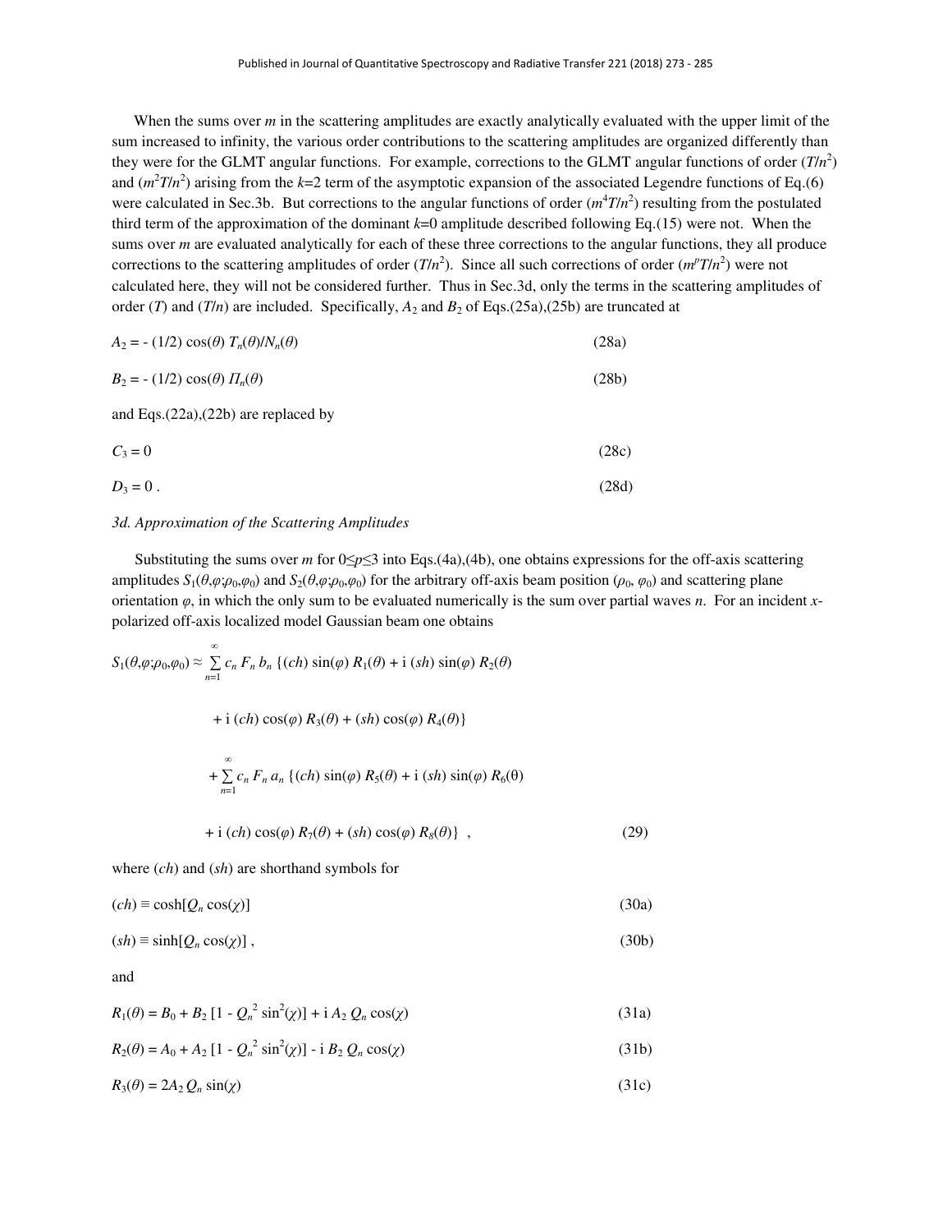When the sums over $m$ in the scattering amplitudes are exactly analytically evaluated with the upper limit of the sum increased to infinity, the various order contributions to the scattering amplitudes are organized differently than they were for the GLMT angular functions. For example, corrections to the GLMT angular functions of order $(T/n^2)$ and $(m^2T/n^2)$ arising from the $k$=2 term of the asymptotic expansion of the associated Legendre functions of Eq.(6) were calculated in Sec.3b. But corrections to the angular functions of order $(m^4T/n^2)$ resulting from the postulated third term of the approximation of the dominant $k$=0 amplitude described following Eq.(15) were not. When the sums over $m$ are evaluated analytically for each of these three corrections to the angular functions, they all produce corrections to the scattering amplitudes of order $(T/n^2)$. Since all such corrections of order $(m^pT/n^2)$ were not calculated here, they will not be considered further. Thus in Sec.3d, only the terms in the scattering amplitudes of order $(T)$ and $(T/n)$ are included. Specifically, $A_2$ and $B_2$ of Eqs.(25a),(25b) are truncated at

$$A_2 = -(1/2)\cos(\theta)\, T_n(\theta)/N_n(\theta) \tag{28a}$$

$$B_2 = -(1/2)\cos(\theta)\, \Pi_n(\theta) \tag{28b}$$

and Eqs.(22a),(22b) are replaced by

$$C_3 = 0 \tag{28c}$$

$$D_3 = 0\,. \tag{28d}$$

*3d. Approximation of the Scattering Amplitudes*

Substituting the sums over $m$ for $0 \leq p \leq 3$ into Eqs.(4a),(4b), one obtains expressions for the off-axis scattering amplitudes $S_1(\theta,\varphi;\rho_0,\varphi_0)$ and $S_2(\theta,\varphi;\rho_0,\varphi_0)$ for the arbitrary off-axis beam position $(\rho_0, \varphi_0)$ and scattering plane orientation $\varphi$, in which the only sum to be evaluated numerically is the sum over partial waves $n$. For an incident $x$-polarized off-axis localized model Gaussian beam one obtains

$$\begin{aligned} S_1(\theta,\varphi;\rho_0,\varphi_0) \approx \sum_{n=1}^{\infty} c_n F_n b_n \{&(ch)\sin(\varphi) R_1(\theta) + \mathrm{i}\,(sh)\sin(\varphi) R_2(\theta) \\ &+ \mathrm{i}\,(ch)\cos(\varphi) R_3(\theta) + (sh)\cos(\varphi) R_4(\theta)\} \\ + \sum_{n=1}^{\infty} c_n F_n a_n \{&(ch)\sin(\varphi) R_5(\theta) + \mathrm{i}\,(sh)\sin(\varphi) R_6(\theta) \\ &+ \mathrm{i}\,(ch)\cos(\varphi) R_7(\theta) + (sh)\cos(\varphi) R_8(\theta)\}\;, \end{aligned} \tag{29}$$

where $(ch)$ and $(sh)$ are shorthand symbols for

$$(ch) \equiv \cosh[Q_n \cos(\chi)] \tag{30a}$$

$$(sh) \equiv \sinh[Q_n \cos(\chi)]\;, \tag{30b}$$

and

$$R_1(\theta) = B_0 + B_2\,[1 - Q_n^2 \sin^2(\chi)] + \mathrm{i}\, A_2\, Q_n \cos(\chi) \tag{31a}$$

$$R_2(\theta) = A_0 + A_2\,[1 - Q_n^2 \sin^2(\chi)] - \mathrm{i}\, B_2\, Q_n \cos(\chi) \tag{31b}$$

$$R_3(\theta) = 2A_2\, Q_n \sin(\chi) \tag{31c}$$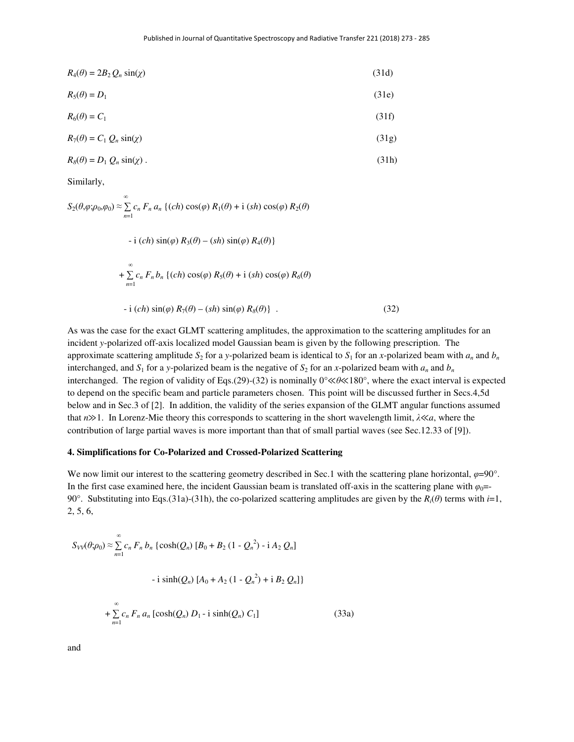$$R_4(\theta) = 2B_2\, Q_n \sin(\chi) \tag{31d}$$

$$R_5(\theta) = D_1 \tag{31e}$$

$$R_6(\theta) = C_1 \tag{31f}$$

$$R_7(\theta) = C_1\, Q_n \sin(\chi) \tag{31g}$$

$$R_8(\theta) = D_1\, Q_n \sin(\chi)\,. \tag{31h}$$

Similarly,

$$\begin{aligned} S_2(\theta,\varphi;\rho_0,\varphi_0) \approx \sum_{n=1}^{\infty} c_n\, F_n\, a_n\, \{&(ch)\cos(\varphi)\, R_1(\theta) + \mathrm{i}\,(sh)\cos(\varphi)\, R_2(\theta) \\ &- \mathrm{i}\,(ch)\sin(\varphi)\, R_3(\theta) - (sh)\sin(\varphi)\, R_4(\theta)\} \\ + \sum_{n=1}^{\infty} c_n\, F_n\, b_n\, \{&(ch)\cos(\varphi)\, R_5(\theta) + \mathrm{i}\,(sh)\cos(\varphi)\, R_6(\theta) \\ &- \mathrm{i}\,(ch)\sin(\varphi)\, R_7(\theta) - (sh)\sin(\varphi)\, R_8(\theta)\}\ . \end{aligned} \tag{32}$$

As was the case for the exact GLMT scattering amplitudes, the approximation to the scattering amplitudes for an incident $y$-polarized off-axis localized model Gaussian beam is given by the following prescription. The approximate scattering amplitude $S_2$ for a $y$-polarized beam is identical to $S_1$ for an $x$-polarized beam with $a_n$ and $b_n$ interchanged, and $S_1$ for a $y$-polarized beam is the negative of $S_2$ for an $x$-polarized beam with $a_n$ and $b_n$ interchanged. The region of validity of Eqs.(29)-(32) is nominally $0°\ll\theta\ll180°$, where the exact interval is expected to depend on the specific beam and particle parameters chosen. This point will be discussed further in Secs.4,5d below and in Sec.3 of [2]. In addition, the validity of the series expansion of the GLMT angular functions assumed that $n\gg1$. In Lorenz-Mie theory this corresponds to scattering in the short wavelength limit, $\lambda\ll a$, where the contribution of large partial waves is more important than that of small partial waves (see Sec.12.33 of [9]).

## 4. Simplifications for Co-Polarized and Crossed-Polarized Scattering

We now limit our interest to the scattering geometry described in Sec.1 with the scattering plane horizontal, $\varphi$=90°. In the first case examined here, the incident Gaussian beam is translated off-axis in the scattering plane with $\varphi_0$=-90°. Substituting into Eqs.(31a)-(31h), the co-polarized scattering amplitudes are given by the $R_i(\theta)$ terms with $i$=1, 2, 5, 6,

$$\begin{aligned} S_{VV}(\theta;\rho_0) \approx \sum_{n=1}^{\infty} c_n\, F_n\, b_n\, \{&\cosh(Q_n)\,[B_0 + B_2\,(1 - Q_n^2) - \mathrm{i}\, A_2\, Q_n] \\ &- \mathrm{i}\sinh(Q_n)\,[A_0 + A_2\,(1 - Q_n^2) + \mathrm{i}\, B_2\, Q_n]\} \\ + \sum_{n=1}^{\infty} c_n\, F_n\, a_n\, [&\cosh(Q_n)\, D_1 - \mathrm{i}\sinh(Q_n)\, C_1] \end{aligned} \tag{33a}$$

and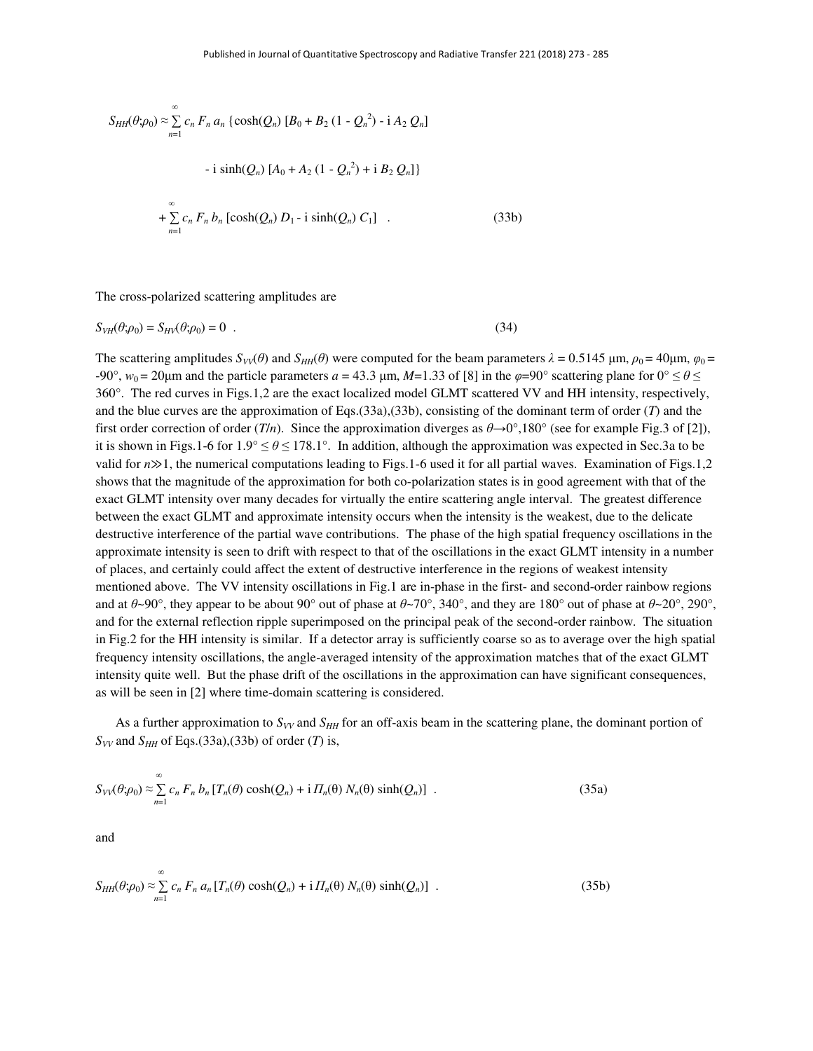$$S_{HH}(\theta;\rho_0) \approx \sum_{n=1}^{\infty} c_n\, F_n\, a_n\, \{\cosh(Q_n)\, [B_0 + B_2\, (1 - Q_n^{\,2}) - \mathrm{i}\, A_2\, Q_n]$$

$$- \mathrm{i}\, \sinh(Q_n)\, [A_0 + A_2\, (1 - Q_n^{\,2}) + \mathrm{i}\, B_2\, Q_n]\}$$

$$+ \sum_{n=1}^{\infty} c_n\, F_n\, b_n\, [\cosh(Q_n)\, D_1 - \mathrm{i}\, \sinh(Q_n)\, C_1] \quad . \tag{33b}$$

The cross-polarized scattering amplitudes are

$$S_{VH}(\theta;\rho_0) = S_{HV}(\theta;\rho_0) = 0 \quad . \tag{34}$$

The scattering amplitudes $S_{VV}(\theta)$ and $S_{HH}(\theta)$ were computed for the beam parameters $\lambda = 0.5145$ μm, $\rho_0 = 40$μm, $\varphi_0 = -90°$, $w_0 = 20$μm and the particle parameters $a = 43.3$ μm, $M$=1.33 of [8] in the $\varphi$=90° scattering plane for $0° \leq \theta \leq 360°$. The red curves in Figs.1,2 are the exact localized model GLMT scattered VV and HH intensity, respectively, and the blue curves are the approximation of Eqs.(33a),(33b), consisting of the dominant term of order ($T$) and the first order correction of order ($T/n$). Since the approximation diverges as $\theta \rightarrow 0°, 180°$ (see for example Fig.3 of [2]), it is shown in Figs.1-6 for $1.9° \leq \theta \leq 178.1°$. In addition, although the approximation was expected in Sec.3a to be valid for $n \gg 1$, the numerical computations leading to Figs.1-6 used it for all partial waves. Examination of Figs.1,2 shows that the magnitude of the approximation for both co-polarization states is in good agreement with that of the exact GLMT intensity over many decades for virtually the entire scattering angle interval. The greatest difference between the exact GLMT and approximate intensity occurs when the intensity is the weakest, due to the delicate destructive interference of the partial wave contributions. The phase of the high spatial frequency oscillations in the approximate intensity is seen to drift with respect to that of the oscillations in the exact GLMT intensity in a number of places, and certainly could affect the extent of destructive interference in the regions of weakest intensity mentioned above. The VV intensity oscillations in Fig.1 are in-phase in the first- and second-order rainbow regions and at $\theta$~90°, they appear to be about 90° out of phase at $\theta$~70°, 340°, and they are 180° out of phase at $\theta$~20°, 290°, and for the external reflection ripple superimposed on the principal peak of the second-order rainbow. The situation in Fig.2 for the HH intensity is similar. If a detector array is sufficiently coarse so as to average over the high spatial frequency intensity oscillations, the angle-averaged intensity of the approximation matches that of the exact GLMT intensity quite well. But the phase drift of the oscillations in the approximation can have significant consequences, as will be seen in [2] where time-domain scattering is considered.

As a further approximation to $S_{VV}$ and $S_{HH}$ for an off-axis beam in the scattering plane, the dominant portion of $S_{VV}$ and $S_{HH}$ of Eqs.(33a),(33b) of order ($T$) is,

$$S_{VV}(\theta;\rho_0) \approx \sum_{n=1}^{\infty} c_n\, F_n\, b_n\, [T_n(\theta)\cosh(Q_n) + \mathrm{i}\, \Pi_n(\theta)\, N_n(\theta)\, \sinh(Q_n)] \quad . \tag{35a}$$

and

$$S_{HH}(\theta;\rho_0) \approx \sum_{n=1}^{\infty} c_n\, F_n\, a_n\, [T_n(\theta)\cosh(Q_n) + \mathrm{i}\, \Pi_n(\theta)\, N_n(\theta)\, \sinh(Q_n)] \quad . \tag{35b}$$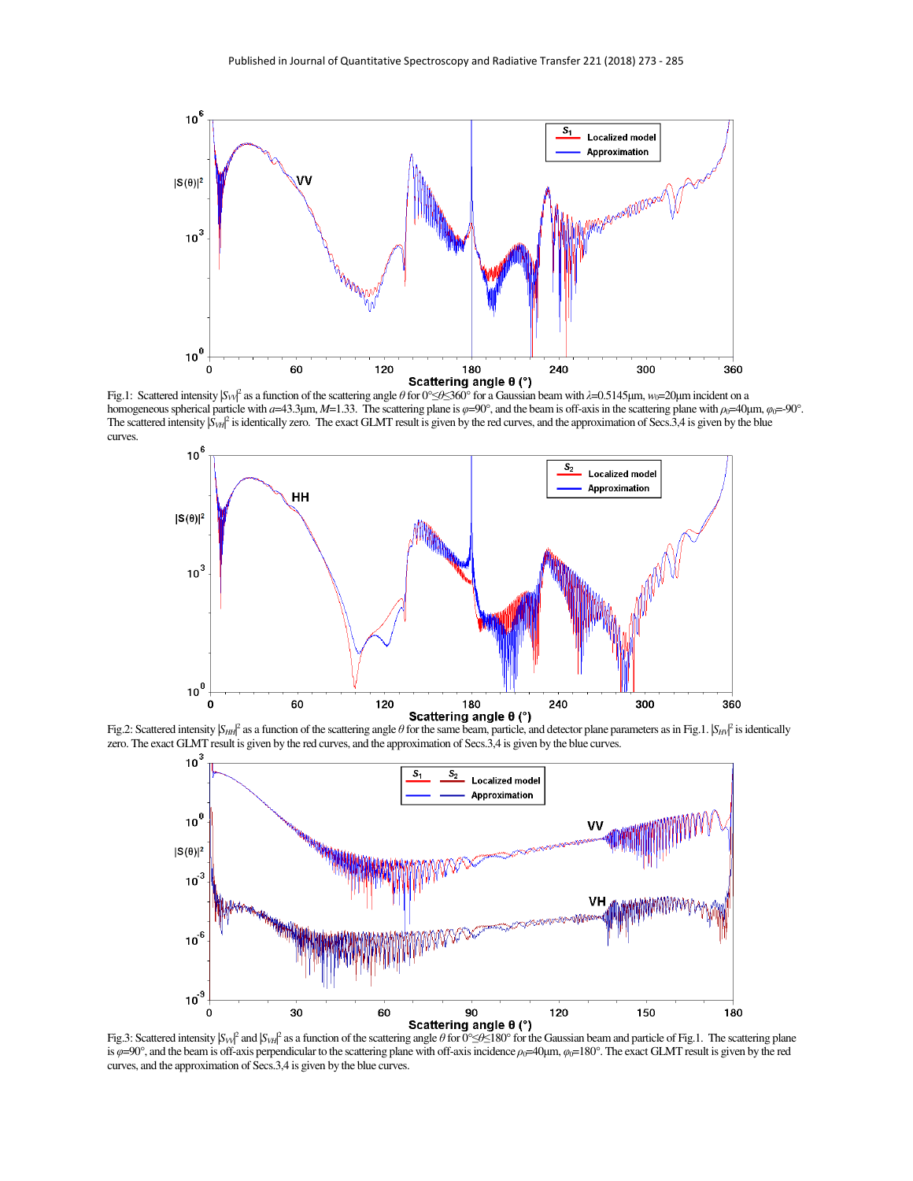Fig.1: Scattered intensity $|S_{VV}|^2$ as a function of the scattering angle $\theta$ for $0°\leq\theta\leq360°$ for a Gaussian beam with $\lambda$=0.5145μm, $w_0$=20μm incident on a homogeneous spherical particle with $a$=43.3μm, $M$=1.33. The scattering plane is $\varphi$=90°, and the beam is off-axis in the scattering plane with $\rho_0$=40μm, $\varphi_0$=-90°. The scattered intensity $|S_{VH}|^2$ is identically zero. The exact GLMT result is given by the red curves, and the approximation of Secs.3,4 is given by the blue curves.

Fig.2: Scattered intensity $|S_{HH}|^2$ as a function of the scattering angle $\theta$ for the same beam, particle, and detector plane parameters as in Fig.1. $|S_{HV}|^2$ is identically zero. The exact GLMT result is given by the red curves, and the approximation of Secs.3,4 is given by the blue curves.

Fig.3: Scattered intensity $|S_{VV}|^2$ and $|S_{VH}|^2$ as a function of the scattering angle $\theta$ for $0°\leq\theta\leq180°$ for the Gaussian beam and particle of Fig.1. The scattering plane is $\varphi$=90°, and the beam is off-axis perpendicular to the scattering plane with off-axis incidence $\rho_0$=40μm, $\varphi_0$=180°. The exact GLMT result is given by the red curves, and the approximation of Secs.3,4 is given by the blue curves.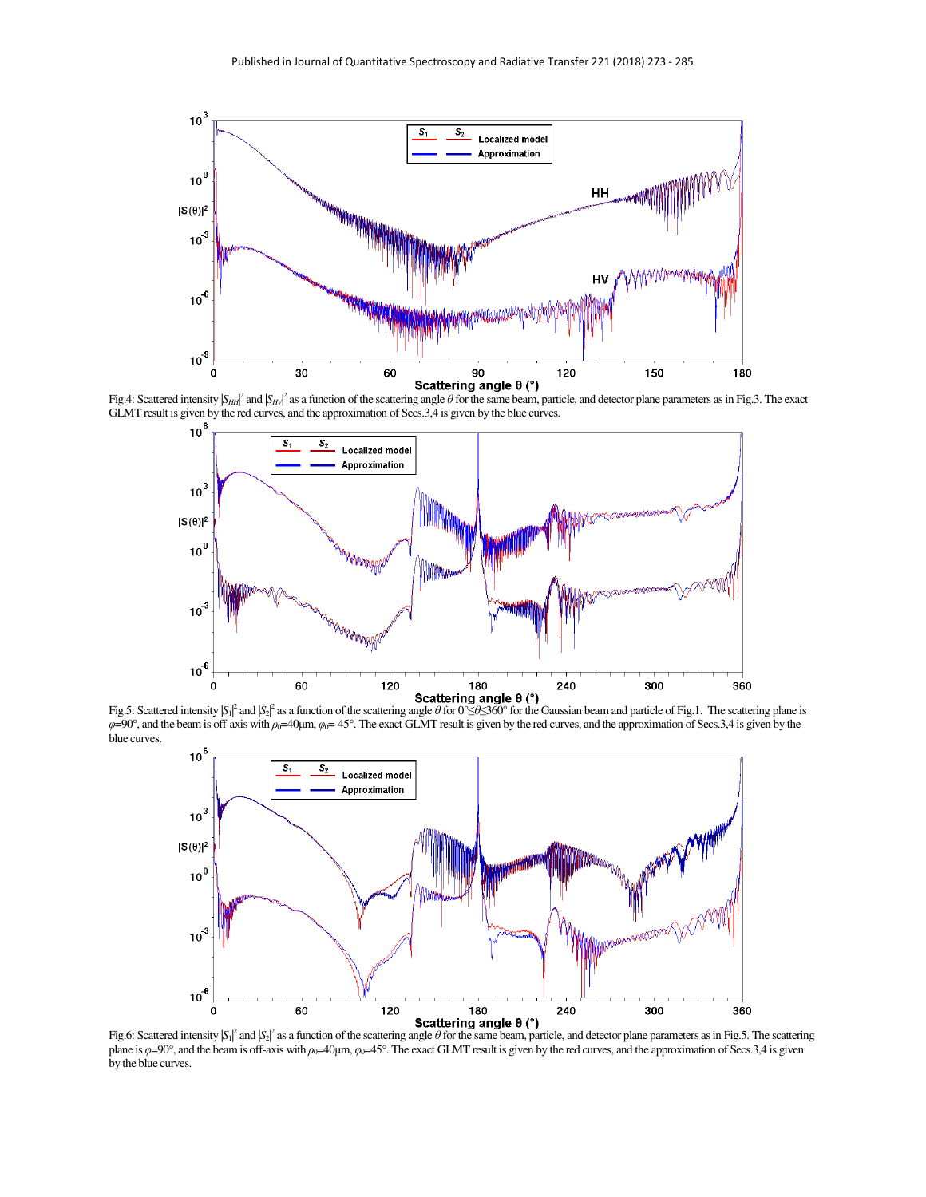Fig.4: Scattered intensity $|S_{HH}|^2$ and $|S_{HV}|^2$ as a function of the scattering angle $\theta$ for the same beam, particle, and detector plane parameters as in Fig.3. The exact GLMT result is given by the red curves, and the approximation of Secs.3,4 is given by the blue curves.

Fig.5: Scattered intensity $|S_1|^2$ and $|S_2|^2$ as a function of the scattering angle $\theta$ for $0°\leq\theta\leq360°$ for the Gaussian beam and particle of Fig.1. The scattering plane is $\varphi$=90°, and the beam is off-axis with $\rho_0$=40μm, $\varphi_0$=-45°. The exact GLMT result is given by the red curves, and the approximation of Secs.3,4 is given by the blue curves.

Fig.6: Scattered intensity $|S_1|^2$ and $|S_2|^2$ as a function of the scattering angle $\theta$ for the same beam, particle, and detector plane parameters as in Fig.5. The scattering plane is $\varphi$=90°, and the beam is off-axis with $\rho_0$=40μm, $\varphi_0$=45°. The exact GLMT result is given by the red curves, and the approximation of Secs.3,4 is given by the blue curves.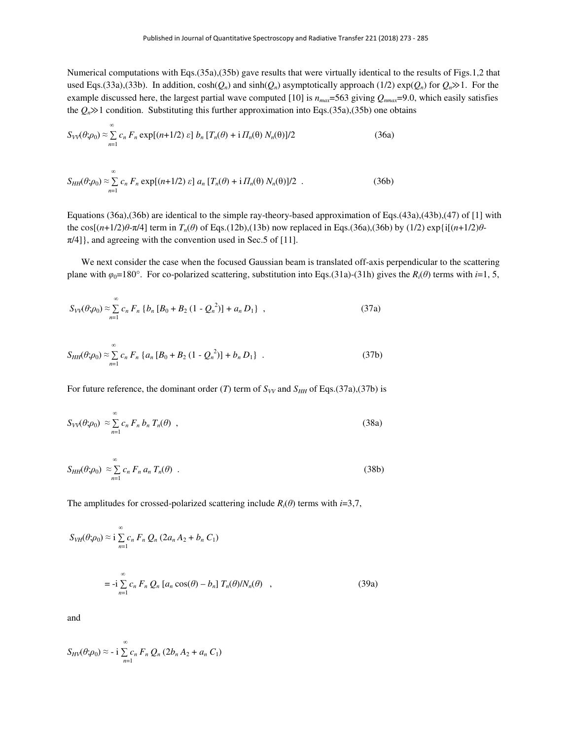Numerical computations with Eqs.(35a),(35b) gave results that were virtually identical to the results of Figs.1,2 that used Eqs.(33a),(33b). In addition, $\cosh(Q_n)$ and $\sinh(Q_n)$ asymptotically approach (1/2) $\exp(Q_n)$ for $Q_n \gg 1$. For the example discussed here, the largest partial wave computed [10] is $n_{max}$=563 giving $Q_{nmax}$=9.0, which easily satisfies the $Q_n \gg 1$ condition. Substituting this further approximation into Eqs.(35a),(35b) one obtains

$$S_{VV}(\theta;\rho_0) \approx \sum_{n=1}^{\infty} c_n F_n \exp[(n+1/2)\,\varepsilon]\, b_n\, [T_n(\theta) + \mathrm{i}\, \Pi_n(\theta)\, N_n(\theta)]/2 \tag{36a}$$

$$S_{HH}(\theta;\rho_0) \approx \sum_{n=1}^{\infty} c_n F_n \exp[(n+1/2)\,\varepsilon]\, a_n\, [T_n(\theta) + \mathrm{i}\, \Pi_n(\theta)\, N_n(\theta)]/2 \ . \tag{36b}$$

Equations (36a),(36b) are identical to the simple ray-theory-based approximation of Eqs.(43a),(43b),(47) of [1] with the $\cos[(n+1/2)\theta-\pi/4]$ term in $T_n(\theta)$ of Eqs.(12b),(13b) now replaced in Eqs.(36a),(36b) by (1/2) $\exp\{\mathrm{i}[(n+1/2)\theta-\pi/4]\}$, and agreeing with the convention used in Sec.5 of [11].

We next consider the case when the focused Gaussian beam is translated off-axis perpendicular to the scattering plane with $\varphi_0$=180°. For co-polarized scattering, substitution into Eqs.(31a)-(31h) gives the $R_i(\theta)$ terms with $i$=1, 5,

$$S_{VV}(\theta;\rho_0) \approx \sum_{n=1}^{\infty} c_n F_n \{b_n\, [B_0 + B_2\, (1 - Q_n^{\,2})] + a_n\, D_1\} \ , \tag{37a}$$

$$S_{HH}(\theta;\rho_0) \approx \sum_{n=1}^{\infty} c_n F_n \{a_n\, [B_0 + B_2\, (1 - Q_n^{\,2})] + b_n\, D_1\} \ . \tag{37b}$$

For future reference, the dominant order ($T$) term of $S_{VV}$ and $S_{HH}$ of Eqs.(37a),(37b) is

$$S_{VV}(\theta;\rho_0) \approx \sum_{n=1}^{\infty} c_n F_n\, b_n\, T_n(\theta) \ , \tag{38a}$$

$$S_{HH}(\theta;\rho_0) \approx \sum_{n=1}^{\infty} c_n F_n\, a_n\, T_n(\theta) \ . \tag{38b}$$

The amplitudes for crossed-polarized scattering include $R_i(\theta)$ terms with $i$=3,7,

$$S_{VH}(\theta;\rho_0) \approx \mathrm{i} \sum_{n=1}^{\infty} c_n F_n\, Q_n\, (2a_n\, A_2 + b_n\, C_1)$$

$$= -\mathrm{i} \sum_{n=1}^{\infty} c_n F_n\, Q_n\, [a_n \cos(\theta) - b_n]\, T_n(\theta)/N_n(\theta) \ , \tag{39a}$$

and

$$S_{HV}(\theta;\rho_0) \approx -\,\mathrm{i} \sum_{n=1}^{\infty} c_n F_n\, Q_n\, (2b_n\, A_2 + a_n\, C_1)$$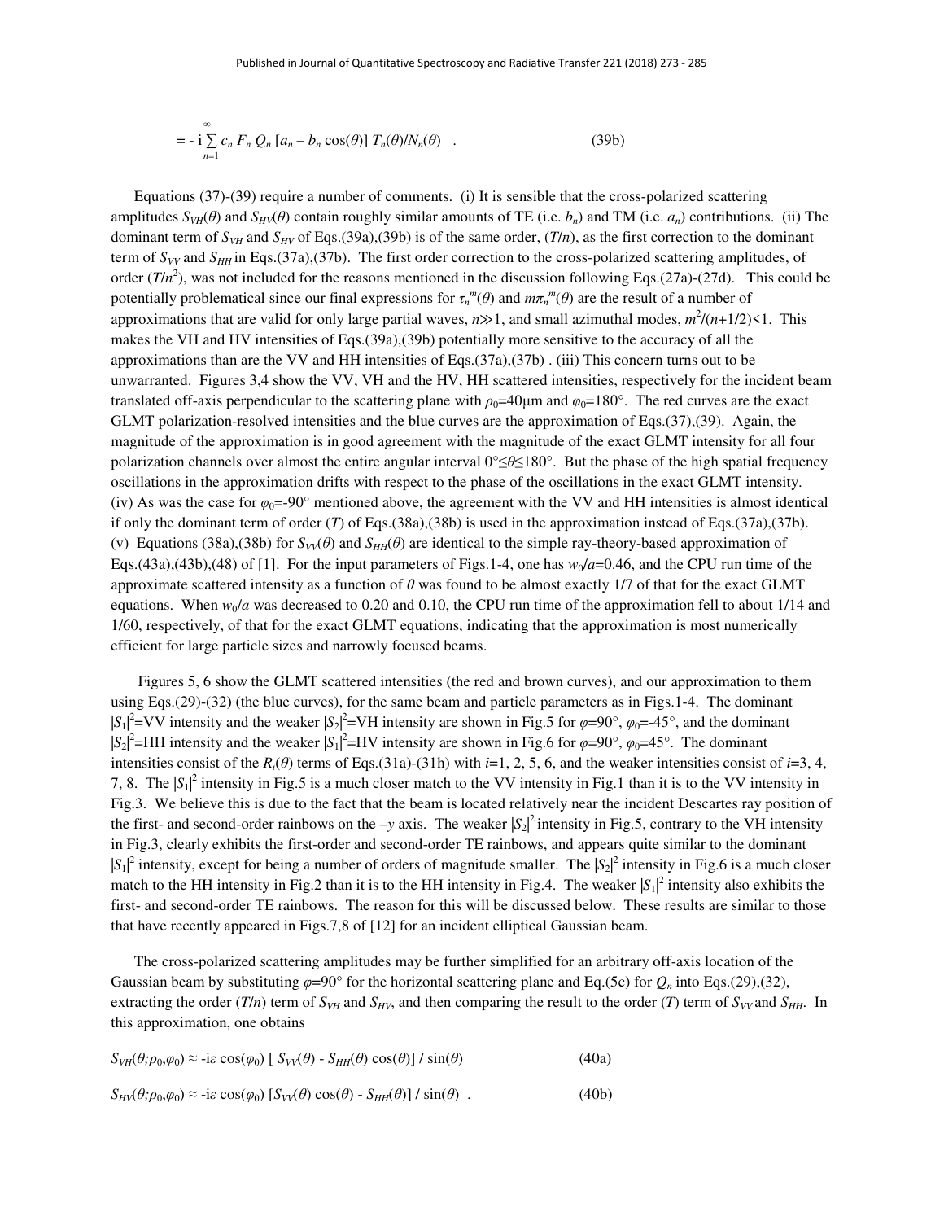$$= - \mathrm{i} \sum_{n=1}^{\infty} c_n \, F_n \, Q_n \, [a_n - b_n \cos(\theta)] \, T_n(\theta)/N_n(\theta) \quad . \tag{39b}$$

Equations (37)-(39) require a number of comments. (i) It is sensible that the cross-polarized scattering amplitudes $S_{VH}(\theta)$ and $S_{HV}(\theta)$ contain roughly similar amounts of TE (i.e. $b_n$) and TM (i.e. $a_n$) contributions. (ii) The dominant term of $S_{VH}$ and $S_{HV}$ of Eqs.(39a),(39b) is of the same order, $(T/n)$, as the first correction to the dominant term of $S_{VV}$ and $S_{HH}$ in Eqs.(37a),(37b). The first order correction to the cross-polarized scattering amplitudes, of order $(T/n^2)$, was not included for the reasons mentioned in the discussion following Eqs.(27a)-(27d). This could be potentially problematical since our final expressions for $\tau_n^m(\theta)$ and $m\pi_n^m(\theta)$ are the result of a number of approximations that are valid for only large partial waves, $n \gg 1$, and small azimuthal modes, $m^2/(n+1/2) < 1$. This makes the VH and HV intensities of Eqs.(39a),(39b) potentially more sensitive to the accuracy of all the approximations than are the VV and HH intensities of Eqs.(37a),(37b) . (iii) This concern turns out to be unwarranted. Figures 3,4 show the VV, VH and the HV, HH scattered intensities, respectively for the incident beam translated off-axis perpendicular to the scattering plane with $\rho_0$=40μm and $\varphi_0$=180°. The red curves are the exact GLMT polarization-resolved intensities and the blue curves are the approximation of Eqs.(37),(39). Again, the magnitude of the approximation is in good agreement with the magnitude of the exact GLMT intensity for all four polarization channels over almost the entire angular interval $0° \leq \theta \leq 180°$. But the phase of the high spatial frequency oscillations in the approximation drifts with respect to the phase of the oscillations in the exact GLMT intensity. (iv) As was the case for $\varphi_0$=-90° mentioned above, the agreement with the VV and HH intensities is almost identical if only the dominant term of order $(T)$ of Eqs.(38a),(38b) is used in the approximation instead of Eqs.(37a),(37b). (v) Equations (38a),(38b) for $S_{VV}(\theta)$ and $S_{HH}(\theta)$ are identical to the simple ray-theory-based approximation of Eqs.(43a),(43b),(48) of [1]. For the input parameters of Figs.1-4, one has $w_0/a$=0.46, and the CPU run time of the approximate scattered intensity as a function of $\theta$ was found to be almost exactly 1/7 of that for the exact GLMT equations. When $w_0/a$ was decreased to 0.20 and 0.10, the CPU run time of the approximation fell to about 1/14 and 1/60, respectively, of that for the exact GLMT equations, indicating that the approximation is most numerically efficient for large particle sizes and narrowly focused beams.

Figures 5, 6 show the GLMT scattered intensities (the red and brown curves), and our approximation to them using Eqs.(29)-(32) (the blue curves), for the same beam and particle parameters as in Figs.1-4. The dominant $|S_1|^2$=VV intensity and the weaker $|S_2|^2$=VH intensity are shown in Fig.5 for $\varphi$=90°, $\varphi_0$=-45°, and the dominant $|S_2|^2$=HH intensity and the weaker $|S_1|^2$=HV intensity are shown in Fig.6 for $\varphi$=90°, $\varphi_0$=45°. The dominant intensities consist of the $R_i(\theta)$ terms of Eqs.(31a)-(31h) with $i$=1, 2, 5, 6, and the weaker intensities consist of $i$=3, 4, 7, 8. The $|S_1|^2$ intensity in Fig.5 is a much closer match to the VV intensity in Fig.1 than it is to the VV intensity in Fig.3. We believe this is due to the fact that the beam is located relatively near the incident Descartes ray position of the first- and second-order rainbows on the $-y$ axis. The weaker $|S_2|^2$ intensity in Fig.5, contrary to the VH intensity in Fig.3, clearly exhibits the first-order and second-order TE rainbows, and appears quite similar to the dominant $|S_1|^2$ intensity, except for being a number of orders of magnitude smaller. The $|S_2|^2$ intensity in Fig.6 is a much closer match to the HH intensity in Fig.2 than it is to the HH intensity in Fig.4. The weaker $|S_1|^2$ intensity also exhibits the first- and second-order TE rainbows. The reason for this will be discussed below. These results are similar to those that have recently appeared in Figs.7,8 of [12] for an incident elliptical Gaussian beam.

The cross-polarized scattering amplitudes may be further simplified for an arbitrary off-axis location of the Gaussian beam by substituting $\varphi$=90° for the horizontal scattering plane and Eq.(5c) for $Q_n$ into Eqs.(29),(32), extracting the order $(T/n)$ term of $S_{VH}$ and $S_{HV}$, and then comparing the result to the order $(T)$ term of $S_{VV}$ and $S_{HH}$. In this approximation, one obtains

$$S_{VH}(\theta;\rho_0,\varphi_0) \approx -\mathrm{i}\varepsilon \cos(\varphi_0) \, [\, S_{VV}(\theta) - S_{HH}(\theta) \cos(\theta)] \, / \, \sin(\theta) \tag{40a}$$

$$S_{HV}(\theta;\rho_0,\varphi_0) \approx -\mathrm{i}\varepsilon \cos(\varphi_0) \, [S_{VV}(\theta) \cos(\theta) - S_{HH}(\theta)] \, / \, \sin(\theta) \quad . \tag{40b}$$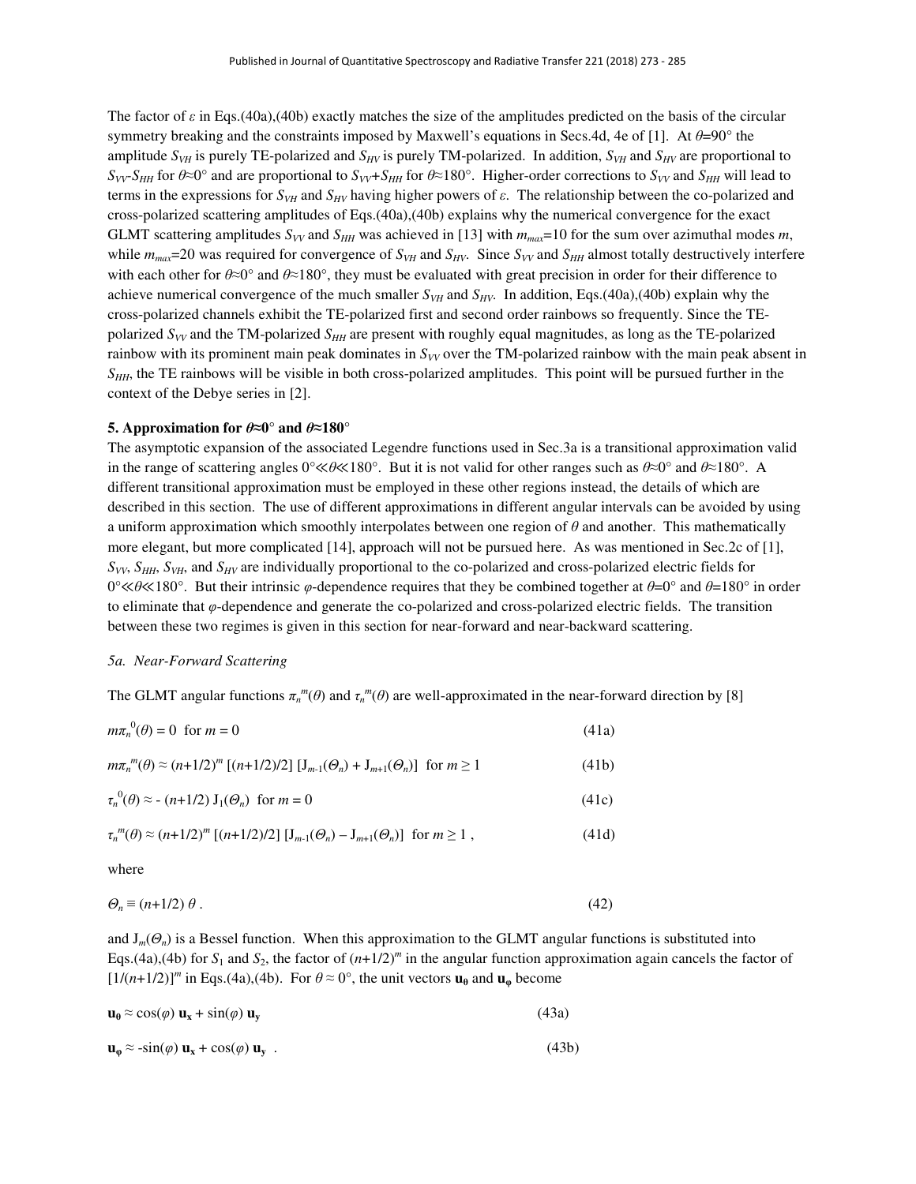The factor of $\varepsilon$ in Eqs.(40a),(40b) exactly matches the size of the amplitudes predicted on the basis of the circular symmetry breaking and the constraints imposed by Maxwell's equations in Secs.4d, 4e of [1]. At $\theta$=90° the amplitude $S_{VH}$ is purely TE-polarized and $S_{HV}$ is purely TM-polarized. In addition, $S_{VH}$ and $S_{HV}$ are proportional to $S_{VV}$-$S_{HH}$ for $\theta$≈0° and are proportional to $S_{VV}$+$S_{HH}$ for $\theta$≈180°. Higher-order corrections to $S_{VV}$ and $S_{HH}$ will lead to terms in the expressions for $S_{VH}$ and $S_{HV}$ having higher powers of $\varepsilon$. The relationship between the co-polarized and cross-polarized scattering amplitudes of Eqs.(40a),(40b) explains why the numerical convergence for the exact GLMT scattering amplitudes $S_{VV}$ and $S_{HH}$ was achieved in [13] with $m_{max}$=10 for the sum over azimuthal modes $m$, while $m_{max}$=20 was required for convergence of $S_{VH}$ and $S_{HV}$. Since $S_{VV}$ and $S_{HH}$ almost totally destructively interfere with each other for $\theta$≈0° and $\theta$≈180°, they must be evaluated with great precision in order for their difference to achieve numerical convergence of the much smaller $S_{VH}$ and $S_{HV}$. In addition, Eqs.(40a),(40b) explain why the cross-polarized channels exhibit the TE-polarized first and second order rainbows so frequently. Since the TE-polarized $S_{VV}$ and the TM-polarized $S_{HH}$ are present with roughly equal magnitudes, as long as the TE-polarized rainbow with its prominent main peak dominates in $S_{VV}$ over the TM-polarized rainbow with the main peak absent in $S_{HH}$, the TE rainbows will be visible in both cross-polarized amplitudes. This point will be pursued further in the context of the Debye series in [2].

**5. Approximation for $\theta$≈0° and $\theta$≈180°**

The asymptotic expansion of the associated Legendre functions used in Sec.3a is a transitional approximation valid in the range of scattering angles 0°≪$\theta$≪180°. But it is not valid for other ranges such as $\theta$≈0° and $\theta$≈180°. A different transitional approximation must be employed in these other regions instead, the details of which are described in this section. The use of different approximations in different angular intervals can be avoided by using a uniform approximation which smoothly interpolates between one region of $\theta$ and another. This mathematically more elegant, but more complicated [14], approach will not be pursued here. As was mentioned in Sec.2c of [1], $S_{VV}$, $S_{HH}$, $S_{VH}$, and $S_{HV}$ are individually proportional to the co-polarized and cross-polarized electric fields for 0°≪$\theta$≪180°. But their intrinsic $\varphi$-dependence requires that they be combined together at $\theta$=0° and $\theta$=180° in order to eliminate that $\varphi$-dependence and generate the co-polarized and cross-polarized electric fields. The transition between these two regimes is given in this section for near-forward and near-backward scattering.

*5a. Near-Forward Scattering*

The GLMT angular functions $\pi_n^m(\theta)$ and $\tau_n^m(\theta)$ are well-approximated in the near-forward direction by [8]

$$m\pi_n^{0}(\theta) = 0 \quad \text{for } m = 0 \tag{41a}$$

$$m\pi_n^{m}(\theta) \approx (n+1/2)^m\,[(n+1/2)/2]\,[\mathrm{J}_{m-1}(\Theta_n) + \mathrm{J}_{m+1}(\Theta_n)] \quad \text{for } m \geq 1 \tag{41b}$$

$$\tau_n^{0}(\theta) \approx -\,(n+1/2)\,\mathrm{J}_1(\Theta_n) \quad \text{for } m = 0 \tag{41c}$$

$$\tau_n^{m}(\theta) \approx (n+1/2)^m\,[(n+1/2)/2]\,[\mathrm{J}_{m-1}(\Theta_n) - \mathrm{J}_{m+1}(\Theta_n)] \quad \text{for } m \geq 1\,, \tag{41d}$$

where

$$\Theta_n \equiv (n+1/2)\,\theta\,. \tag{42}$$

and $\mathrm{J}_m(\Theta_n)$ is a Bessel function. When this approximation to the GLMT angular functions is substituted into Eqs.(4a),(4b) for $S_1$ and $S_2$, the factor of $(n+1/2)^m$ in the angular function approximation again cancels the factor of $[1/(n+1/2)]^m$ in Eqs.(4a),(4b). For $\theta \approx 0°$, the unit vectors $\mathbf{u_0}$ and $\mathbf{u_\varphi}$ become

$$\mathbf{u_0} \approx \cos(\varphi)\,\mathbf{u_x} + \sin(\varphi)\,\mathbf{u_y} \tag{43a}$$

$$\mathbf{u_\varphi} \approx -\sin(\varphi)\,\mathbf{u_x} + \cos(\varphi)\,\mathbf{u_y}\,. \tag{43b}$$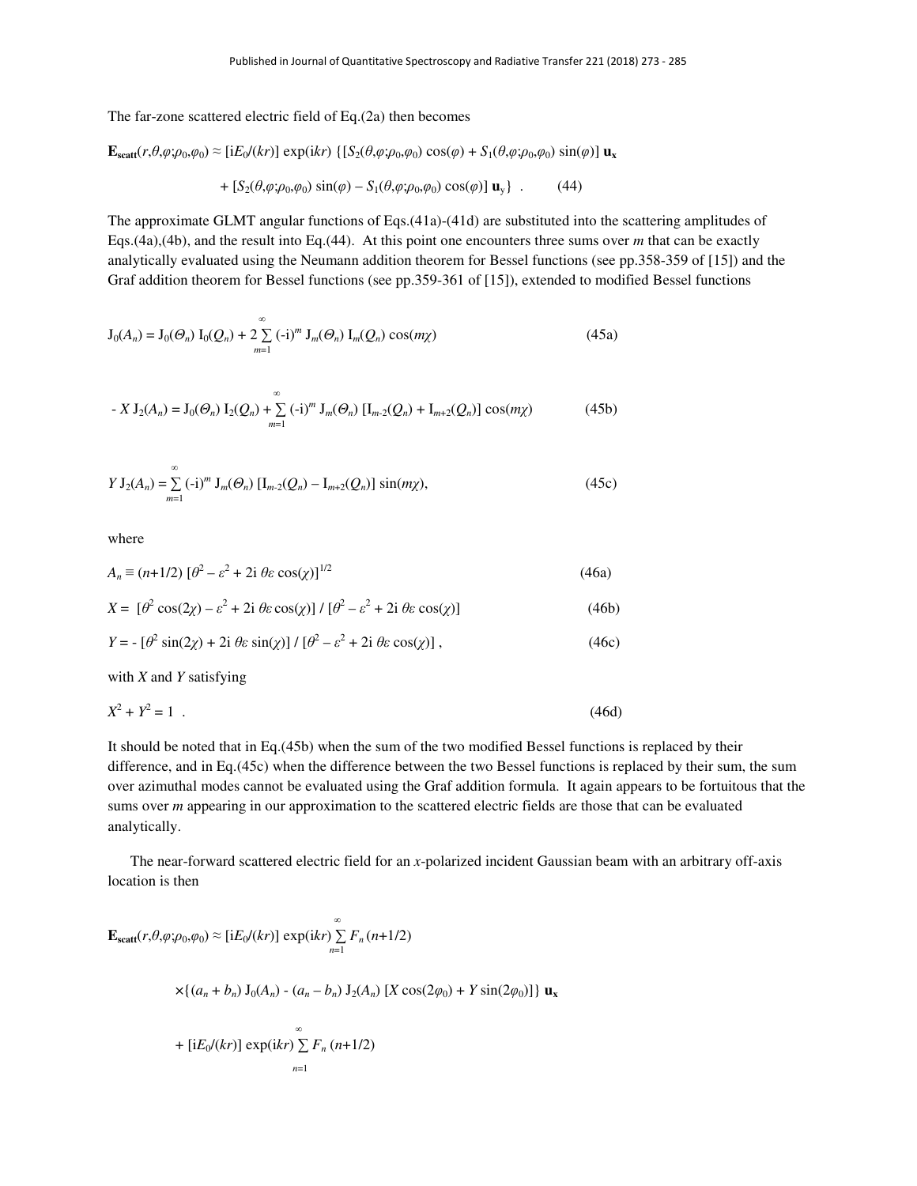The far-zone scattered electric field of Eq.(2a) then becomes

$$\mathbf{E_{scatt}}(r,\theta,\varphi;\rho_0,\varphi_0) \approx [\mathrm{i}E_0/(kr)] \exp(\mathrm{i}kr) \{[S_2(\theta,\varphi;\rho_0,\varphi_0) \cos(\varphi) + S_1(\theta,\varphi;\rho_0,\varphi_0) \sin(\varphi)] \mathbf{u_x}$$

$$+ [S_2(\theta,\varphi;\rho_0,\varphi_0) \sin(\varphi) - S_1(\theta,\varphi;\rho_0,\varphi_0) \cos(\varphi)] \mathbf{u_y}\} \quad . \qquad (44)$$

The approximate GLMT angular functions of Eqs.(41a)-(41d) are substituted into the scattering amplitudes of Eqs.(4a),(4b), and the result into Eq.(44). At this point one encounters three sums over $m$ that can be exactly analytically evaluated using the Neumann addition theorem for Bessel functions (see pp.358-359 of [15]) and the Graf addition theorem for Bessel functions (see pp.359-361 of [15]), extended to modified Bessel functions

$$\mathrm{J}_0(A_n) = \mathrm{J}_0(\Theta_n)\, \mathrm{I}_0(Q_n) + 2 \sum_{m=1}^{\infty} (-\mathrm{i})^m\, \mathrm{J}_m(\Theta_n)\, \mathrm{I}_m(Q_n) \cos(m\chi) \qquad (45a)$$

$$-\, X\, \mathrm{J}_2(A_n) = \mathrm{J}_0(\Theta_n)\, \mathrm{I}_2(Q_n) + \sum_{m=1}^{\infty} (-\mathrm{i})^m\, \mathrm{J}_m(\Theta_n)\, [\mathrm{I}_{m-2}(Q_n) + \mathrm{I}_{m+2}(Q_n)] \cos(m\chi) \qquad (45b)$$

$$Y\, \mathrm{J}_2(A_n) = \sum_{m=1}^{\infty} (-\mathrm{i})^m\, \mathrm{J}_m(\Theta_n)\, [\mathrm{I}_{m-2}(Q_n) - \mathrm{I}_{m+2}(Q_n)] \sin(m\chi), \qquad (45c)$$

where

$$A_n \equiv (n+1/2)\, [\theta^2 - \varepsilon^2 + 2\mathrm{i}\, \theta\varepsilon \cos(\chi)]^{1/2} \qquad (46a)$$

$$X = [\theta^2 \cos(2\chi) - \varepsilon^2 + 2\mathrm{i}\, \theta\varepsilon \cos(\chi)] / [\theta^2 - \varepsilon^2 + 2\mathrm{i}\, \theta\varepsilon \cos(\chi)] \qquad (46b)$$

$$Y = -\, [\theta^2 \sin(2\chi) + 2\mathrm{i}\, \theta\varepsilon \sin(\chi)] / [\theta^2 - \varepsilon^2 + 2\mathrm{i}\, \theta\varepsilon \cos(\chi)]\ , \qquad (46c)$$

with $X$ and $Y$ satisfying

$$X^2 + Y^2 = 1 \quad . \qquad (46d)$$

It should be noted that in Eq.(45b) when the sum of the two modified Bessel functions is replaced by their difference, and in Eq.(45c) when the difference between the two Bessel functions is replaced by their sum, the sum over azimuthal modes cannot be evaluated using the Graf addition formula. It again appears to be fortuitous that the sums over $m$ appearing in our approximation to the scattered electric fields are those that can be evaluated analytically.

The near-forward scattered electric field for an $x$-polarized incident Gaussian beam with an arbitrary off-axis location is then

$$\mathbf{E_{scatt}}(r,\theta,\varphi;\rho_0,\varphi_0) \approx [\mathrm{i}E_0/(kr)] \exp(\mathrm{i}kr) \sum_{n=1}^{\infty} F_n\, (n+1/2)$$

$$\times\{(a_n + b_n)\, \mathrm{J}_0(A_n) - (a_n - b_n)\, \mathrm{J}_2(A_n)\, [X \cos(2\varphi_0) + Y \sin(2\varphi_0)]\}\ \mathbf{u_x}$$

$$+ [\mathrm{i}E_0/(kr)] \exp(\mathrm{i}kr) \sum_{n=1}^{\infty} F_n\, (n+1/2)$$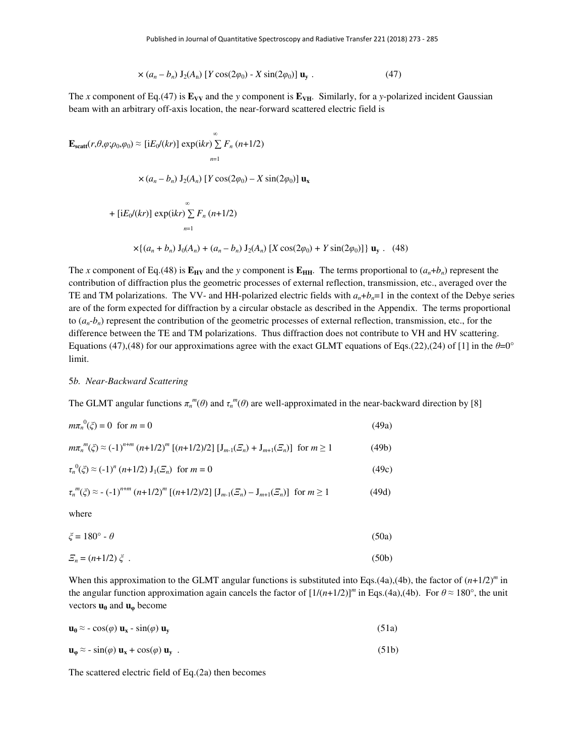$$\times (a_n - b_n)\, \mathrm{J}_2(A_n)\, [Y \cos(2\varphi_0) - X \sin(2\varphi_0)]\, \mathbf{u_y}\ . \qquad (47)$$

The $x$ component of Eq.(47) is $\mathbf{E_{VV}}$ and the $y$ component is $\mathbf{E_{VH}}$. Similarly, for a $y$-polarized incident Gaussian beam with an arbitrary off-axis location, the near-forward scattered electric field is

$$\mathbf{E_{scatt}}(r,\theta,\varphi;\rho_0,\varphi_0) \approx [\mathrm{i}E_0/(kr)]\, \exp(\mathrm{i}kr) \sum_{n=1}^{\infty} F_n\, (n+1/2)$$

$$\times (a_n - b_n)\, \mathrm{J}_2(A_n)\, [Y \cos(2\varphi_0) - X \sin(2\varphi_0)]\, \mathbf{u_x}$$

$$+ [\mathrm{i}E_0/(kr)]\, \exp(\mathrm{i}kr) \sum_{n=1}^{\infty} F_n\, (n+1/2)$$

$$\times \{(a_n + b_n)\, \mathrm{J}_0(A_n) + (a_n - b_n)\, \mathrm{J}_2(A_n)\, [X \cos(2\varphi_0) + Y \sin(2\varphi_0)]\}\, \mathbf{u_y}\ . \qquad (48)$$

The $x$ component of Eq.(48) is $\mathbf{E_{HV}}$ and the $y$ component is $\mathbf{E_{HH}}$. The terms proportional to $(a_n+b_n)$ represent the contribution of diffraction plus the geometric processes of external reflection, transmission, etc., averaged over the TE and TM polarizations. The VV- and HH-polarized electric fields with $a_n+b_n=1$ in the context of the Debye series are of the form expected for diffraction by a circular obstacle as described in the Appendix. The terms proportional to $(a_n-b_n)$ represent the contribution of the geometric processes of external reflection, transmission, etc., for the difference between the TE and TM polarizations. Thus diffraction does not contribute to VH and HV scattering. Equations (47),(48) for our approximations agree with the exact GLMT equations of Eqs.(22),(24) of [1] in the $\theta=0°$ limit.

### 5*b. Near-Backward Scattering*

The GLMT angular functions $\pi_n^{\,m}(\theta)$ and $\tau_n^{\,m}(\theta)$ are well-approximated in the near-backward direction by [8]

$$m\pi_n^{\,0}(\xi) = 0 \quad \text{for } m = 0 \qquad (49a)$$

$$m\pi_n^{\,m}(\xi) \approx (-1)^{n+m}\, (n+1/2)^m\, [(n+1/2)/2]\, [\mathrm{J}_{m-1}(\Xi_n) + \mathrm{J}_{m+1}(\Xi_n)] \quad \text{for } m \geq 1 \qquad (49b)$$

$$\tau_n^{\,0}(\xi) \approx (-1)^n\, (n+1/2)\, \mathrm{J}_1(\Xi_n) \quad \text{for } m = 0 \qquad (49c)$$

$$\tau_n^{\,m}(\xi) \approx -\, (-1)^{n+m}\, (n+1/2)^m\, [(n+1/2)/2]\, [\mathrm{J}_{m-1}(\Xi_n) - \mathrm{J}_{m+1}(\Xi_n)] \quad \text{for } m \geq 1 \qquad (49d)$$

where

$$\xi = 180° - \theta \qquad (50a)$$

$$\Xi_n = (n+1/2)\, \xi\ . \qquad (50b)$$

When this approximation to the GLMT angular functions is substituted into Eqs.(4a),(4b), the factor of $(n+1/2)^m$ in the angular function approximation again cancels the factor of $[1/(n+1/2)]^m$ in Eqs.(4a),(4b). For $\theta \approx 180°$, the unit vectors $\mathbf{u_\theta}$ and $\mathbf{u_\varphi}$ become

$$\mathbf{u_\theta} \approx -\cos(\varphi)\, \mathbf{u_x} - \sin(\varphi)\, \mathbf{u_y} \qquad (51a)$$

$$\mathbf{u_\varphi} \approx -\sin(\varphi)\, \mathbf{u_x} + \cos(\varphi)\, \mathbf{u_y}\ . \qquad (51b)$$

The scattered electric field of Eq.(2a) then becomes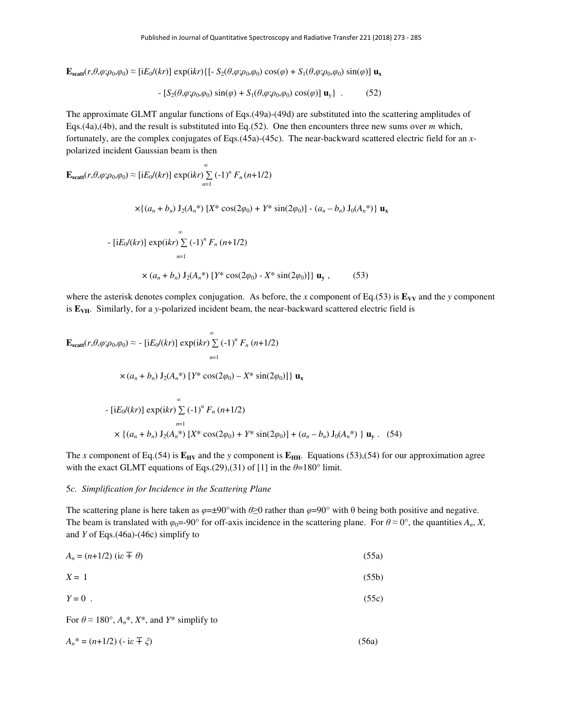$$\mathbf{E_{scatt}}(r,\theta,\varphi;\rho_0,\varphi_0) \approx [\mathrm{i}E_0/(kr)] \exp(\mathrm{i}kr)\{[- S_2(\theta,\varphi;\rho_0,\varphi_0) \cos(\varphi) + S_1(\theta,\varphi;\rho_0,\varphi_0) \sin(\varphi)] \mathbf{u_x}$$

$$- [S_2(\theta,\varphi;\rho_0,\varphi_0) \sin(\varphi) + S_1(\theta,\varphi;\rho_0,\varphi_0) \cos(\varphi)] \mathbf{u}_y\} \quad . \qquad (52)$$

The approximate GLMT angular functions of Eqs.(49a)-(49d) are substituted into the scattering amplitudes of Eqs.(4a),(4b), and the result is substituted into Eq.(52). One then encounters three new sums over $m$ which, fortunately, are the complex conjugates of Eqs.(45a)-(45c). The near-backward scattered electric field for an $x$-polarized incident Gaussian beam is then

$$\mathbf{E_{scatt}}(r,\theta,\varphi;\rho_0,\varphi_0) \approx [\mathrm{i}E_0/(kr)] \exp(\mathrm{i}kr) \sum_{n=1}^{\infty} (-1)^n F_n (n+1/2)$$

$$\times\{(a_n + b_n) \mathrm{J}_2(A_n^*) [X^* \cos(2\varphi_0) + Y^* \sin(2\varphi_0)] - (a_n - b_n) \mathrm{J}_0(A_n^*)\} \mathbf{u_x}$$

$$- [\mathrm{i}E_0/(kr)] \exp(\mathrm{i}kr) \sum_{n=1}^{\infty} (-1)^n F_n (n+1/2)$$

$$\times (a_n + b_n) \mathrm{J}_2(A_n^*) [Y^* \cos(2\varphi_0) - X^* \sin(2\varphi_0)]\} \mathbf{u_y} \; , \qquad (53)$$

where the asterisk denotes complex conjugation. As before, the $x$ component of Eq.(53) is $\mathbf{E_{VV}}$ and the $y$ component is $\mathbf{E_{VH}}$. Similarly, for a $y$-polarized incident beam, the near-backward scattered electric field is

$$\mathbf{E_{scatt}}(r,\theta,\varphi;\rho_0,\varphi_0) \approx - [\mathrm{i}E_0/(kr)] \exp(\mathrm{i}kr) \sum_{n=1}^{\infty} (-1)^n F_n (n+1/2)$$

$$\times (a_n + b_n) \mathrm{J}_2(A_n^*) [Y^* \cos(2\varphi_0) - X^* \sin(2\varphi_0)]\} \mathbf{u_x}$$

$$- [\mathrm{i}E_0/(kr)] \exp(\mathrm{i}kr) \sum_{n=1}^{\infty} (-1)^n F_n (n+1/2)$$

$$\times \{(a_n + b_n) \mathrm{J}_2(A_n^*) [X^* \cos(2\varphi_0) + Y^* \sin(2\varphi_0)] + (a_n - b_n) \mathrm{J}_0(A_n^*) \} \mathbf{u_y} \; . \qquad (54)$$

The $x$ component of Eq.(54) is $\mathbf{E_{HV}}$ and the $y$ component is $\mathbf{E_{HH}}$. Equations (53),(54) for our approximation agree with the exact GLMT equations of Eqs.(29),(31) of [1] in the $\theta$=180° limit.

## 5*c. Simplification for Incidence in the Scattering Plane*

The scattering plane is here taken as $\varphi=\pm 90°$ with $\theta \geq 0$ rather than $\varphi=90°$ with $\theta$ being both positive and negative. The beam is translated with $\varphi_0=-90°$ for off-axis incidence in the scattering plane. For $\theta \approx 0°$, the quantities $A_n$, $X$, and $Y$ of Eqs.(46a)-(46c) simplify to

$$A_n = (n+1/2)\,(\mathrm{i}\varepsilon \mp \theta) \qquad (55a)$$

$$X = 1 \qquad (55b)$$

$$Y = 0 \; . \qquad (55c)$$

For $\theta \approx 180°$, $A_n^*$, $X^*$, and $Y^*$ simplify to

$$A_n^* = (n+1/2)\,(-\,\mathrm{i}\varepsilon \mp \xi) \qquad (56a)$$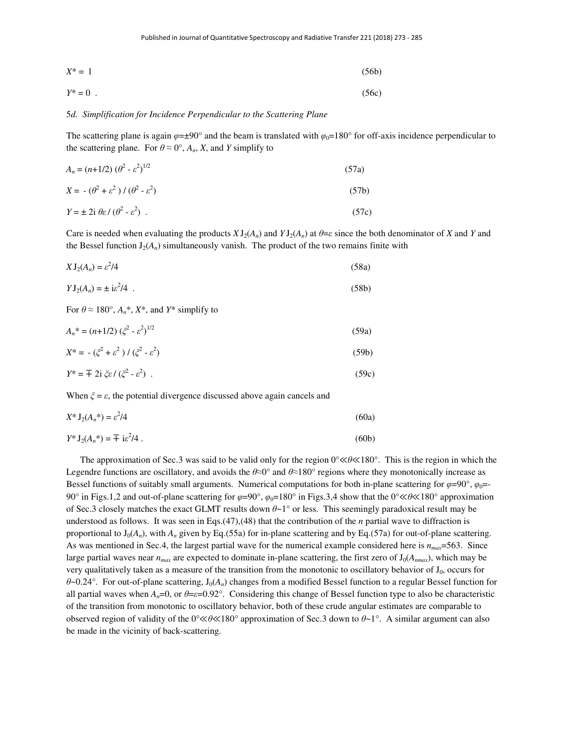$$X^* = 1 \tag{56b}$$

$$Y^* = 0 \ . \tag{56c}$$

*5d. Simplification for Incidence Perpendicular to the Scattering Plane*

The scattering plane is again $\varphi=\pm 90°$ and the beam is translated with $\varphi_0=180°$ for off-axis incidence perpendicular to the scattering plane. For $\theta \approx 0°$, $A_n$, $X$, and $Y$ simplify to

$$A_n = (n+1/2)\,(\theta^2 - \varepsilon^2)^{1/2} \tag{57a}$$

$$X = -\,(\theta^2 + \varepsilon^2)\,/\,(\theta^2 - \varepsilon^2) \tag{57b}$$

$$Y = \pm\, 2\mathrm{i}\,\theta\varepsilon\,/\,(\theta^2 - \varepsilon^2) \ . \tag{57c}$$

Care is needed when evaluating the products $X\,\mathrm{J}_2(A_n)$ and $Y\,\mathrm{J}_2(A_n)$ at $\theta=\varepsilon$ since the both denominator of $X$ and $Y$ and the Bessel function $\mathrm{J}_2(A_n)$ simultaneously vanish. The product of the two remains finite with

$$X\,\mathrm{J}_2(A_n) = \varepsilon^2/4 \tag{58a}$$

$$Y\,\mathrm{J}_2(A_n) = \pm\,\mathrm{i}\varepsilon^2/4 \ . \tag{58b}$$

For $\theta \approx 180°$, $A_n^*$, $X^*$, and $Y^*$ simplify to

$$A_n^* = (n+1/2)\,(\xi^2 - \varepsilon^2)^{1/2} \tag{59a}$$

$$X^* = -\,(\xi^2 + \varepsilon^2)\,/\,(\xi^2 - \varepsilon^2) \tag{59b}$$

$$Y^* = \mp\, 2\mathrm{i}\,\xi\varepsilon\,/\,(\xi^2 - \varepsilon^2) \ . \tag{59c}$$

When $\xi = \varepsilon$, the potential divergence discussed above again cancels and

$$X^*\,\mathrm{J}_2(A_n^*) = \varepsilon^2/4 \tag{60a}$$

$$Y^*\,\mathrm{J}_2(A_n^*) = \mp\,\mathrm{i}\varepsilon^2/4 \ . \tag{60b}$$

The approximation of Sec.3 was said to be valid only for the region $0° \ll \theta \ll 180°$. This is the region in which the Legendre functions are oscillatory, and avoids the $\theta \approx 0°$ and $\theta \approx 180°$ regions where they monotonically increase as Bessel functions of suitably small arguments. Numerical computations for both in-plane scattering for $\varphi=90°$, $\varphi_0=-90°$ in Figs.1,2 and out-of-plane scattering for $\varphi=90°$, $\varphi_0=180°$ in Figs.3,4 show that the $0° \ll \theta \ll 180°$ approximation of Sec.3 closely matches the exact GLMT results down $\theta \sim 1°$ or less. This seemingly paradoxical result may be understood as follows. It was seen in Eqs.(47),(48) that the contribution of the $n$ partial wave to diffraction is proportional to $\mathrm{J}_0(A_n)$, with $A_n$ given by Eq.(55a) for in-plane scattering and by Eq.(57a) for out-of-plane scattering. As was mentioned in Sec.4, the largest partial wave for the numerical example considered here is $n_{max}=563$. Since large partial waves near $n_{max}$ are expected to dominate in-plane scattering, the first zero of $\mathrm{J}_0(A_{nmax})$, which may be very qualitatively taken as a measure of the transition from the monotonic to oscillatory behavior of $\mathrm{J}_0$, occurs for $\theta \sim 0.24°$. For out-of-plane scattering, $\mathrm{J}_0(A_n)$ changes from a modified Bessel function to a regular Bessel function for all partial waves when $A_n=0$, or $\theta=\varepsilon=0.92°$. Considering this change of Bessel function type to also be characteristic of the transition from monotonic to oscillatory behavior, both of these crude angular estimates are comparable to observed region of validity of the $0° \ll \theta \ll 180°$ approximation of Sec.3 down to $\theta \sim 1°$. A similar argument can also be made in the vicinity of back-scattering.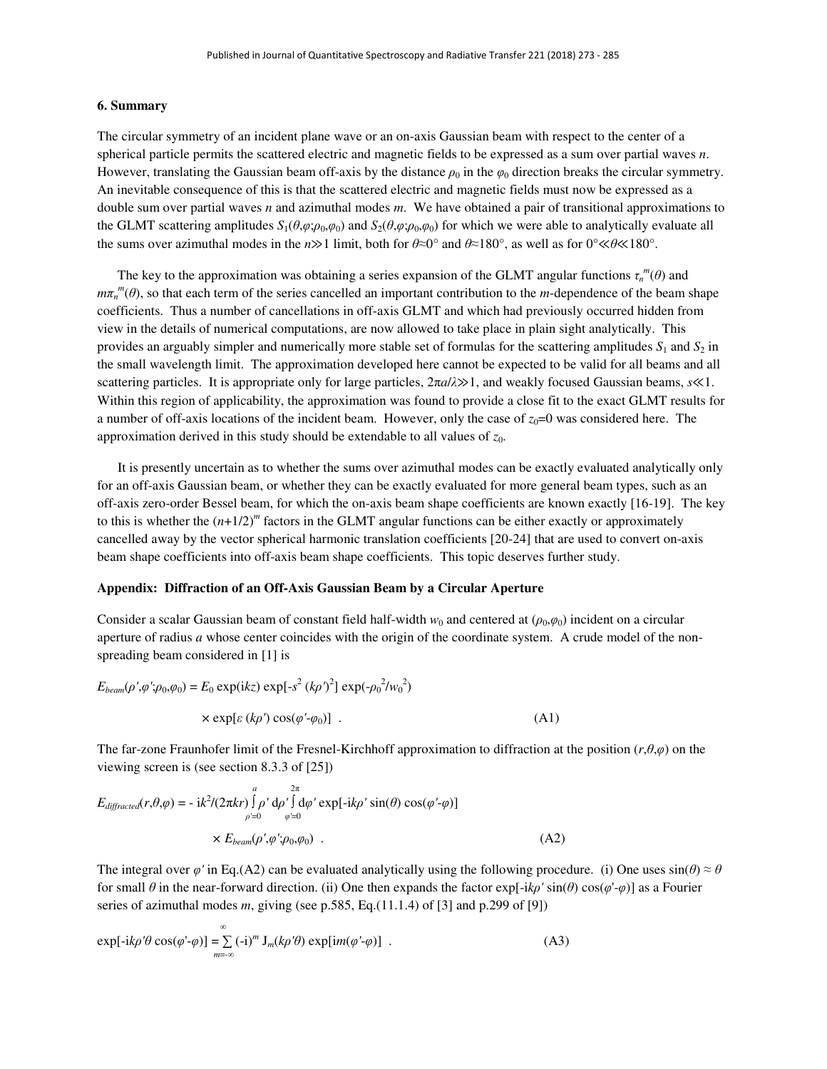## 6. Summary

The circular symmetry of an incident plane wave or an on-axis Gaussian beam with respect to the center of a spherical particle permits the scattered electric and magnetic fields to be expressed as a sum over partial waves $n$. However, translating the Gaussian beam off-axis by the distance $\rho_0$ in the $\varphi_0$ direction breaks the circular symmetry. An inevitable consequence of this is that the scattered electric and magnetic fields must now be expressed as a double sum over partial waves $n$ and azimuthal modes $m$. We have obtained a pair of transitional approximations to the GLMT scattering amplitudes $S_1(\theta,\varphi;\rho_0,\varphi_0)$ and $S_2(\theta,\varphi;\rho_0,\varphi_0)$ for which we were able to analytically evaluate all the sums over azimuthal modes in the $n \gg 1$ limit, both for $\theta \approx 0°$ and $\theta \approx 180°$, as well as for $0° \ll \theta \ll 180°$.

The key to the approximation was obtaining a series expansion of the GLMT angular functions $\tau_n^{\,m}(\theta)$ and $m\pi_n^{\,m}(\theta)$, so that each term of the series cancelled an important contribution to the $m$-dependence of the beam shape coefficients. Thus a number of cancellations in off-axis GLMT and which had previously occurred hidden from view in the details of numerical computations, are now allowed to take place in plain sight analytically. This provides an arguably simpler and numerically more stable set of formulas for the scattering amplitudes $S_1$ and $S_2$ in the small wavelength limit. The approximation developed here cannot be expected to be valid for all beams and all scattering particles. It is appropriate only for large particles, $2\pi a/\lambda \gg 1$, and weakly focused Gaussian beams, $s \ll 1$. Within this region of applicability, the approximation was found to provide a close fit to the exact GLMT results for a number of off-axis locations of the incident beam. However, only the case of $z_0=0$ was considered here. The approximation derived in this study should be extendable to all values of $z_0$.

It is presently uncertain as to whether the sums over azimuthal modes can be exactly evaluated analytically only for an off-axis Gaussian beam, or whether they can be exactly evaluated for more general beam types, such as an off-axis zero-order Bessel beam, for which the on-axis beam shape coefficients are known exactly [16-19]. The key to this is whether the $(n+1/2)^m$ factors in the GLMT angular functions can be either exactly or approximately cancelled away by the vector spherical harmonic translation coefficients [20-24] that are used to convert on-axis beam shape coefficients into off-axis beam shape coefficients. This topic deserves further study.

## Appendix: Diffraction of an Off-Axis Gaussian Beam by a Circular Aperture

Consider a scalar Gaussian beam of constant field half-width $w_0$ and centered at $(\rho_0,\varphi_0)$ incident on a circular aperture of radius $a$ whose center coincides with the origin of the coordinate system. A crude model of the non-spreading beam considered in [1] is

$$E_{beam}(\rho',\varphi';\rho_0,\varphi_0) = E_0 \exp(ikz) \exp[-s^2 (k\rho')^2] \exp(-\rho_0^{\,2}/w_0^{\,2}) \times \exp[\varepsilon (k\rho') \cos(\varphi'-\varphi_0)] \quad . \tag{A1}$$

The far-zone Fraunhofer limit of the Fresnel-Kirchhoff approximation to diffraction at the position $(r,\theta,\varphi)$ on the viewing screen is (see section 8.3.3 of [25])

$$E_{diffracted}(r,\theta,\varphi) = -ik^2/(2\pi kr) \int_{\rho'=0}^{a} \rho' \, d\rho' \int_{\varphi'=0}^{2\pi} d\varphi' \exp[-ik\rho' \sin(\theta) \cos(\varphi'-\varphi)] \times E_{beam}(\rho',\varphi';\rho_0,\varphi_0) \quad . \tag{A2}$$

The integral over $\varphi'$ in Eq.(A2) can be evaluated analytically using the following procedure. (i) One uses $\sin(\theta) \approx \theta$ for small $\theta$ in the near-forward direction. (ii) One then expands the factor $\exp[-ik\rho' \sin(\theta) \cos(\varphi'-\varphi)]$ as a Fourier series of azimuthal modes $m$, giving (see p.585, Eq.(11.1.4) of [3] and p.299 of [9])

$$\exp[-ik\rho'\theta \cos(\varphi'-\varphi)] = \sum_{m=-\infty}^{\infty} (-i)^m \, J_m(k\rho'\theta) \exp[im(\varphi'-\varphi)] \quad . \tag{A3}$$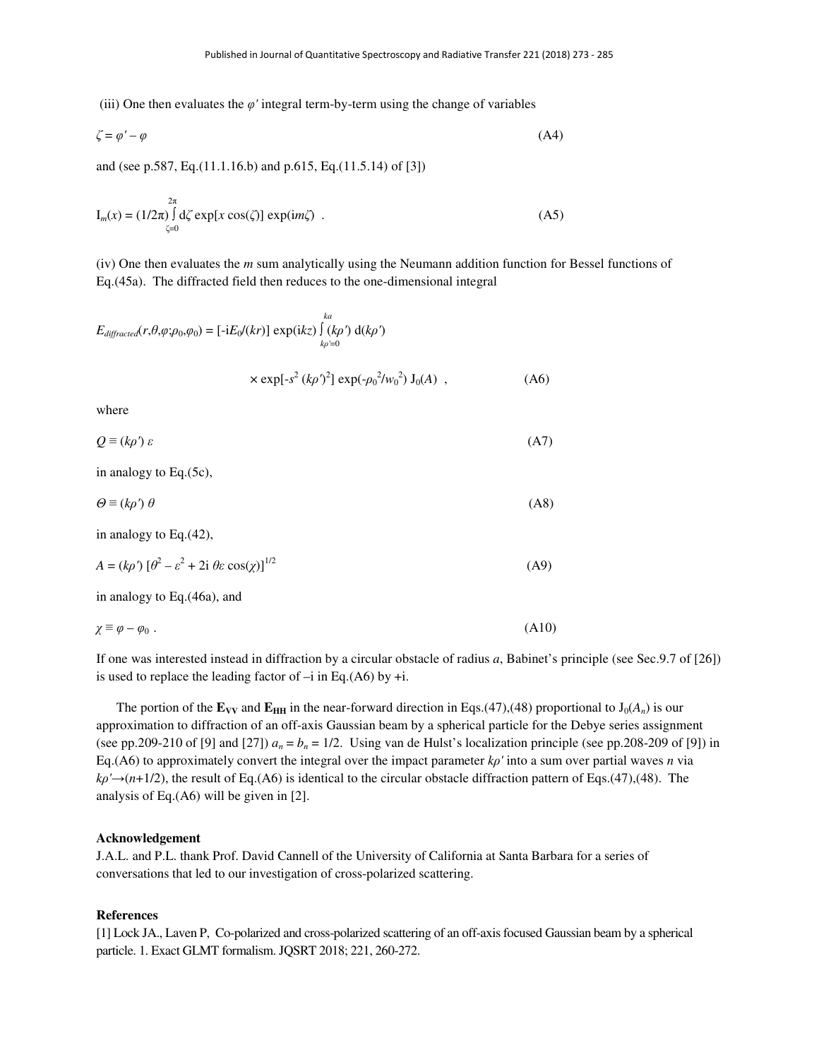(iii) One then evaluates the $\varphi'$ integral term-by-term using the change of variables

$$\zeta = \varphi' - \varphi \tag{A4}$$

and (see p.587, Eq.(11.1.16.b) and p.615, Eq.(11.5.14) of [3])

$$I_m(x) = (1/2\pi) \int_{\zeta=0}^{2\pi} d\zeta \exp[x \cos(\zeta)] \exp(im\zeta) \ . \tag{A5}$$

(iv) One then evaluates the $m$ sum analytically using the Neumann addition function for Bessel functions of Eq.(45a). The diffracted field then reduces to the one-dimensional integral

$$E_{diffracted}(r,\theta,\varphi;\rho_0,\varphi_0) = [-iE_0/(kr)] \exp(ikz) \int_{k\rho'=0}^{ka} (k\rho') \, d(k\rho')$$

$$\times \exp[-s^2 (k\rho')^2] \exp(-\rho_0^2/w_0^2) J_0(A) \ , \tag{A6}$$

where

$$Q \equiv (k\rho') \, \varepsilon \tag{A7}$$

in analogy to Eq.(5c),

$$\Theta \equiv (k\rho') \, \theta \tag{A8}$$

in analogy to Eq.(42),

$$A = (k\rho') \, [\theta^2 - \varepsilon^2 + 2i \, \theta\varepsilon \cos(\chi)]^{1/2} \tag{A9}$$

in analogy to Eq.(46a), and

$$\chi \equiv \varphi - \varphi_0 \ . \tag{A10}$$

If one was interested instead in diffraction by a circular obstacle of radius $a$, Babinet's principle (see Sec.9.7 of [26]) is used to replace the leading factor of –i in Eq.(A6) by +i.

The portion of the $\mathbf{E_{VV}}$ and $\mathbf{E_{HH}}$ in the near-forward direction in Eqs.(47),(48) proportional to $J_0(A_n)$ is our approximation to diffraction of an off-axis Gaussian beam by a spherical particle for the Debye series assignment (see pp.209-210 of [9] and [27]) $a_n = b_n = 1/2$. Using van de Hulst's localization principle (see pp.208-209 of [9]) in Eq.(A6) to approximately convert the integral over the impact parameter $k\rho'$ into a sum over partial waves $n$ via $k\rho' \rightarrow (n+1/2)$, the result of Eq.(A6) is identical to the circular obstacle diffraction pattern of Eqs.(47),(48). The analysis of Eq.(A6) will be given in [2].

**Acknowledgement**

J.A.L. and P.L. thank Prof. David Cannell of the University of California at Santa Barbara for a series of conversations that led to our investigation of cross-polarized scattering.

**References**

[1] Lock JA., Laven P, Co-polarized and cross-polarized scattering of an off-axis focused Gaussian beam by a spherical particle. 1. Exact GLMT formalism. JQSRT 2018; 221, 260-272.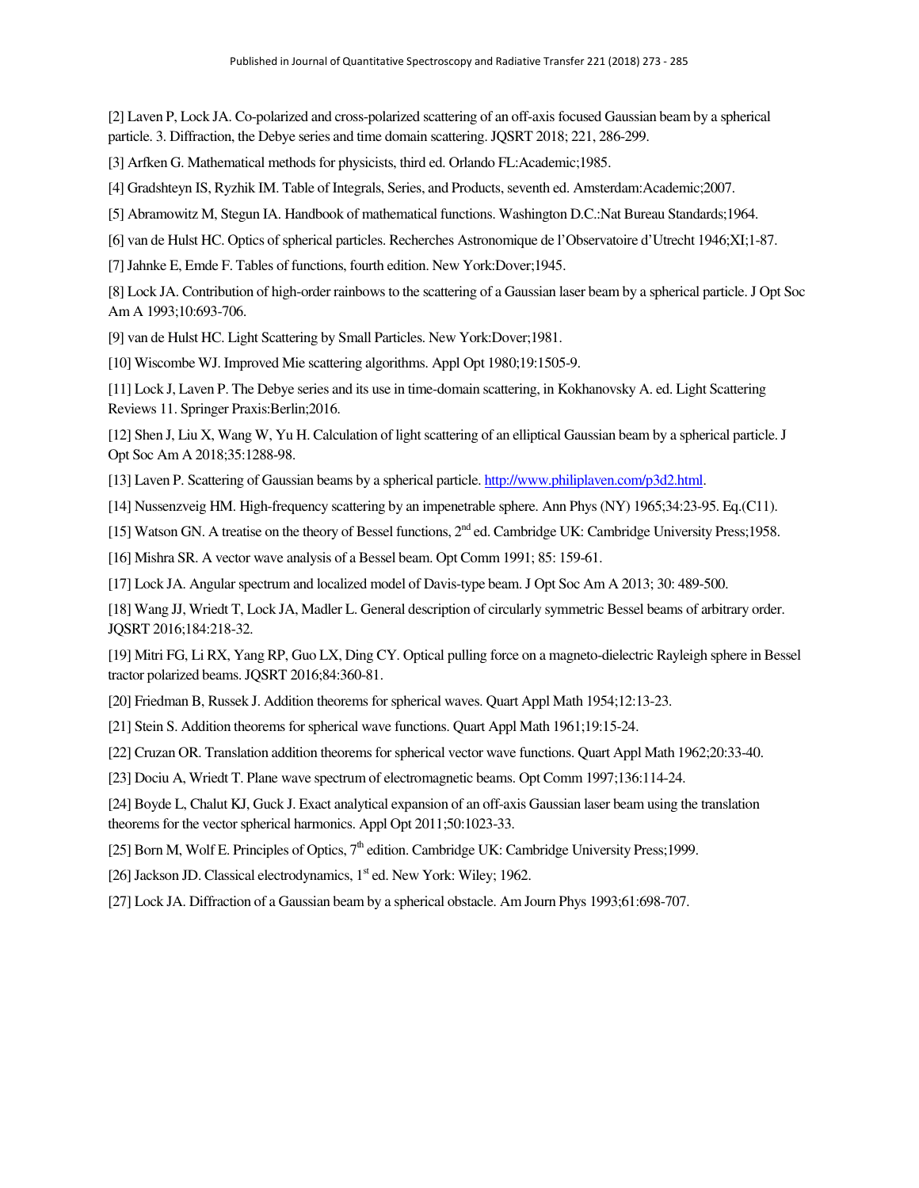[2] Laven P, Lock JA. Co-polarized and cross-polarized scattering of an off-axis focused Gaussian beam by a spherical particle. 3. Diffraction, the Debye series and time domain scattering. JQSRT 2018; 221, 286-299.

[3] Arfken G. Mathematical methods for physicists, third ed. Orlando FL:Academic;1985.

[4] Gradshteyn IS, Ryzhik IM. Table of Integrals, Series, and Products, seventh ed. Amsterdam:Academic;2007.

[5] Abramowitz M, Stegun IA. Handbook of mathematical functions. Washington D.C.:Nat Bureau Standards;1964.

[6] van de Hulst HC. Optics of spherical particles. Recherches Astronomique de l'Observatoire d'Utrecht 1946;XI;1-87.

[7] Jahnke E, Emde F. Tables of functions, fourth edition. New York:Dover;1945.

[8] Lock JA. Contribution of high-order rainbows to the scattering of a Gaussian laser beam by a spherical particle. J Opt Soc Am A 1993;10:693-706.

[9] van de Hulst HC. Light Scattering by Small Particles. New York:Dover;1981.

[10] Wiscombe WJ. Improved Mie scattering algorithms. Appl Opt 1980;19:1505-9.

[11] Lock J, Laven P. The Debye series and its use in time-domain scattering, in Kokhanovsky A. ed. Light Scattering Reviews 11. Springer Praxis:Berlin;2016.

[12] Shen J, Liu X, Wang W, Yu H. Calculation of light scattering of an elliptical Gaussian beam by a spherical particle. J Opt Soc Am A 2018;35:1288-98.

[13] Laven P. Scattering of Gaussian beams by a spherical particle. http://www.philiplaven.com/p3d2.html.

[14] Nussenzveig HM. High-frequency scattering by an impenetrable sphere. Ann Phys (NY) 1965;34:23-95. Eq.(C11).

[15] Watson GN. A treatise on the theory of Bessel functions, 2nd ed. Cambridge UK: Cambridge University Press;1958.

[16] Mishra SR. A vector wave analysis of a Bessel beam. Opt Comm 1991; 85: 159-61.

[17] Lock JA. Angular spectrum and localized model of Davis-type beam. J Opt Soc Am A 2013; 30: 489-500.

[18] Wang JJ, Wriedt T, Lock JA, Madler L. General description of circularly symmetric Bessel beams of arbitrary order. JQSRT 2016;184:218-32.

[19] Mitri FG, Li RX, Yang RP, Guo LX, Ding CY. Optical pulling force on a magneto-dielectric Rayleigh sphere in Bessel tractor polarized beams. JQSRT 2016;84:360-81.

[20] Friedman B, Russek J. Addition theorems for spherical waves. Quart Appl Math 1954;12:13-23.

[21] Stein S. Addition theorems for spherical wave functions. Quart Appl Math 1961;19:15-24.

[22] Cruzan OR. Translation addition theorems for spherical vector wave functions. Quart Appl Math 1962;20:33-40.

[23] Dociu A, Wriedt T. Plane wave spectrum of electromagnetic beams. Opt Comm 1997;136:114-24.

[24] Boyde L, Chalut KJ, Guck J. Exact analytical expansion of an off-axis Gaussian laser beam using the translation theorems for the vector spherical harmonics. Appl Opt 2011;50:1023-33.

[25] Born M, Wolf E. Principles of Optics, 7th edition. Cambridge UK: Cambridge University Press;1999.

[26] Jackson JD. Classical electrodynamics, 1st ed. New York: Wiley; 1962.

[27] Lock JA. Diffraction of a Gaussian beam by a spherical obstacle. Am Journ Phys 1993;61:698-707.